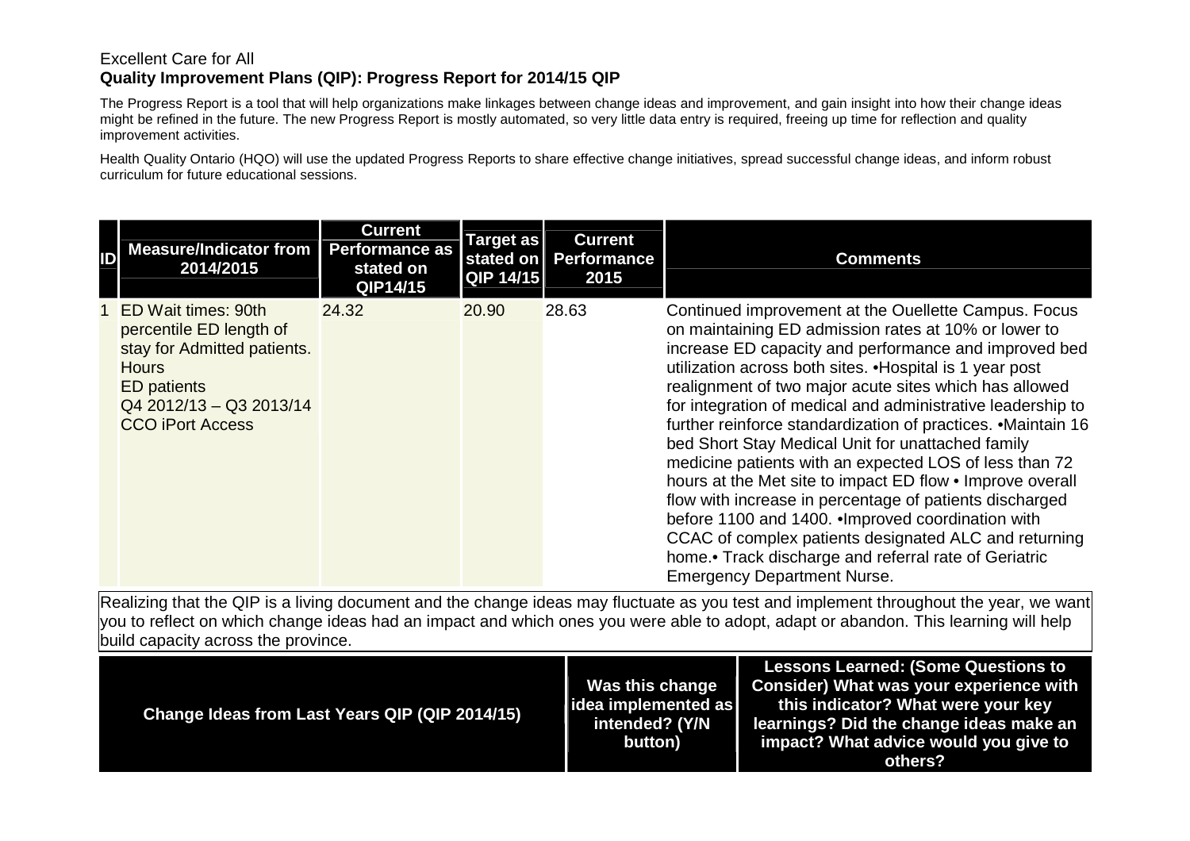Excellent Care for All

**Quality Improvement Plans (QIP): Progress Report for 2014/15 QIP**

The Progress Report is a tool that will help organizations make linkages between change ideas and improvement, and gain insight into how their change ideas might be refined in the future. The new Progress Report is mostly automated, so very little data entry is required, freeing up time for reflection and quality improvement activities.

Health Quality Ontario (HQO) will use the updated Progress Reports to share effective change initiatives, spread successful change ideas, and inform robust curriculum for future educational sessions.

| ID | Measure/Indicator from 2014/2015 | Current Performance as stated on QIP14/15 | Target as stated on QIP 14/15 | Current Performance 2015 | Comments |
|---|---|---|---|---|---|
| 1 | ED Wait times: 90th percentile ED length of stay for Admitted patients. Hours ED patients Q4 2012/13 – Q3 2013/14 CCO iPort Access | 24.32 | 20.90 | 28.63 | Continued improvement at the Ouellette Campus. Focus on maintaining ED admission rates at 10% or lower to increase ED capacity and performance and improved bed utilization across both sites. •Hospital is 1 year post realignment of two major acute sites which has allowed for integration of medical and administrative leadership to further reinforce standardization of practices. •Maintain 16 bed Short Stay Medical Unit for unattached family medicine patients with an expected LOS of less than 72 hours at the Met site to impact ED flow • Improve overall flow with increase in percentage of patients discharged before 1100 and 1400. •Improved coordination with CCAC of complex patients designated ALC and returning home.• Track discharge and referral rate of Geriatric Emergency Department Nurse. |

Realizing that the QIP is a living document and the change ideas may fluctuate as you test and implement throughout the year, we want you to reflect on which change ideas had an impact and which ones you were able to adopt, adapt or abandon. This learning will help build capacity across the province.

| Change Ideas from Last Years QIP (QIP 2014/15) | Was this change idea implemented as intended? (Y/N button) | Lessons Learned: (Some Questions to Consider) What was your experience with this indicator? What were your key learnings? Did the change ideas make an impact? What advice would you give to others? |
|---|---|---|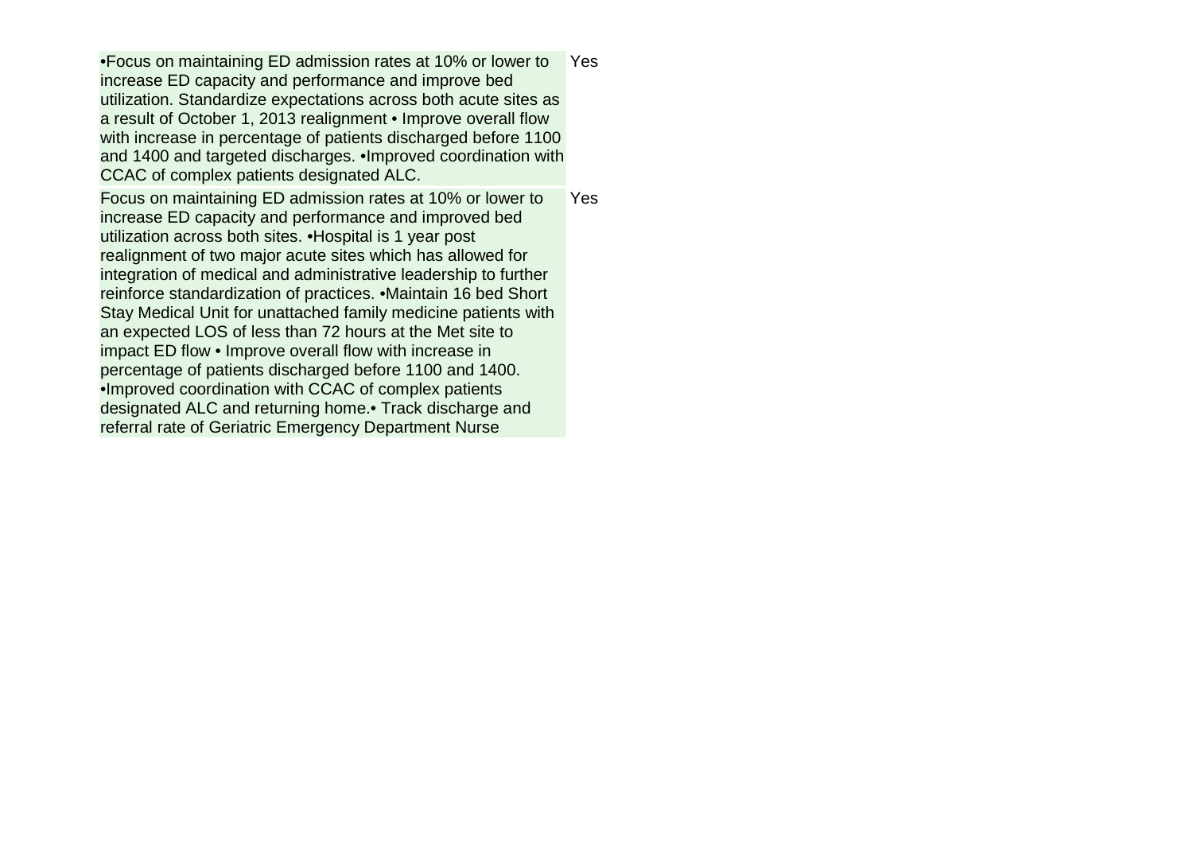| | |
|---|---|
| •Focus on maintaining ED admission rates at 10% or lower to increase ED capacity and performance and improve bed utilization. Standardize expectations across both acute sites as a result of October 1, 2013 realignment • Improve overall flow with increase in percentage of patients discharged before 1100 and 1400 and targeted discharges. •Improved coordination with CCAC of complex patients designated ALC. | Yes |
| Focus on maintaining ED admission rates at 10% or lower to increase ED capacity and performance and improved bed utilization across both sites. •Hospital is 1 year post realignment of two major acute sites which has allowed for integration of medical and administrative leadership to further reinforce standardization of practices. •Maintain 16 bed Short Stay Medical Unit for unattached family medicine patients with an expected LOS of less than 72 hours at the Met site to impact ED flow • Improve overall flow with increase in percentage of patients discharged before 1100 and 1400. •Improved coordination with CCAC of complex patients designated ALC and returning home.• Track discharge and referral rate of Geriatric Emergency Department Nurse | Yes |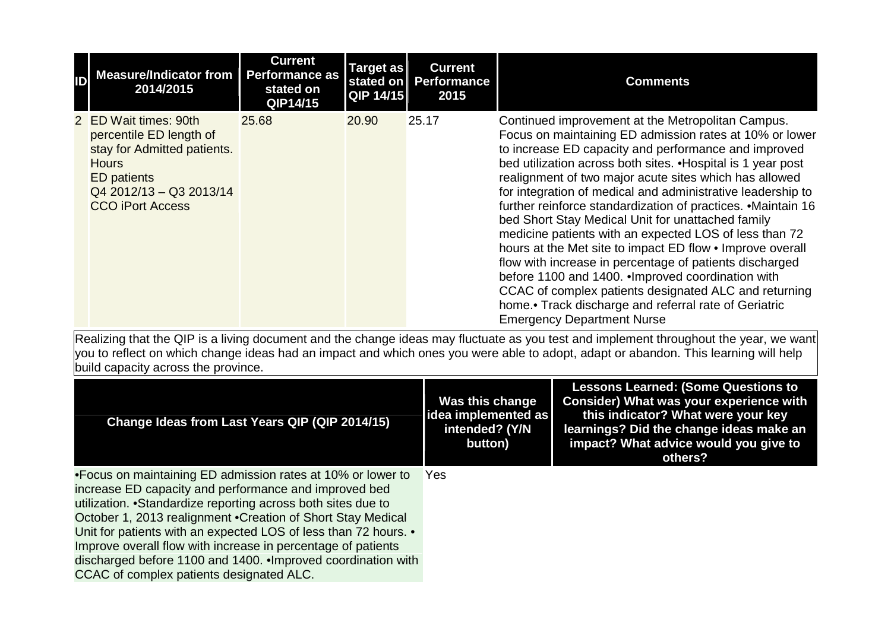| ID | Measure/Indicator from 2014/2015 | Current Performance as stated on QIP14/15 | Target as stated on QIP 14/15 | Current Performance 2015 | Comments |
|---|---|---|---|---|---|
| 2 | ED Wait times: 90th percentile ED length of stay for Admitted patients. Hours<br>ED patients<br>Q4 2012/13 – Q3 2013/14<br>CCO iPort Access | 25.68 | 20.90 | 25.17 | Continued improvement at the Metropolitan Campus. Focus on maintaining ED admission rates at 10% or lower to increase ED capacity and performance and improved bed utilization across both sites. •Hospital is 1 year post realignment of two major acute sites which has allowed for integration of medical and administrative leadership to further reinforce standardization of practices. •Maintain 16 bed Short Stay Medical Unit for unattached family medicine patients with an expected LOS of less than 72 hours at the Met site to impact ED flow • Improve overall flow with increase in percentage of patients discharged before 1100 and 1400. •Improved coordination with CCAC of complex patients designated ALC and returning home.• Track discharge and referral rate of Geriatric Emergency Department Nurse |

Realizing that the QIP is a living document and the change ideas may fluctuate as you test and implement throughout the year, we want you to reflect on which change ideas had an impact and which ones you were able to adopt, adapt or abandon. This learning will help build capacity across the province.

| Change Ideas from Last Years QIP (QIP 2014/15) | Was this change idea implemented as intended? (Y/N button) | Lessons Learned: (Some Questions to Consider) What was your experience with this indicator? What were your key learnings? Did the change ideas make an impact? What advice would you give to others? |
|---|---|---|
| •Focus on maintaining ED admission rates at 10% or lower to increase ED capacity and performance and improved bed utilization. •Standardize reporting across both sites due to October 1, 2013 realignment •Creation of Short Stay Medical Unit for patients with an expected LOS of less than 72 hours. • Improve overall flow with increase in percentage of patients discharged before 1100 and 1400. •Improved coordination with CCAC of complex patients designated ALC. | Yes | |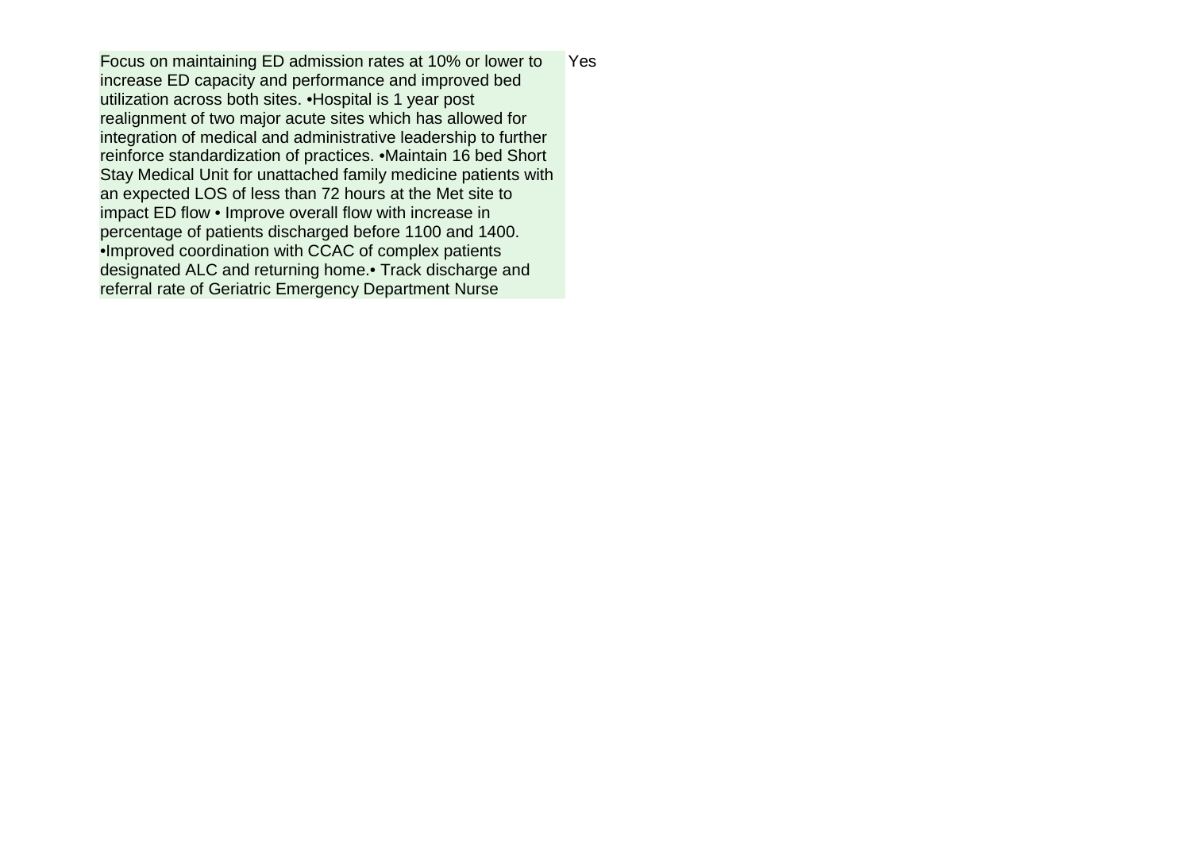| | |
|---|---|
| Focus on maintaining ED admission rates at 10% or lower to increase ED capacity and performance and improved bed utilization across both sites. •Hospital is 1 year post realignment of two major acute sites which has allowed for integration of medical and administrative leadership to further reinforce standardization of practices. •Maintain 16 bed Short Stay Medical Unit for unattached family medicine patients with an expected LOS of less than 72 hours at the Met site to impact ED flow • Improve overall flow with increase in percentage of patients discharged before 1100 and 1400. •Improved coordination with CCAC of complex patients designated ALC and returning home.• Track discharge and referral rate of Geriatric Emergency Department Nurse | Yes |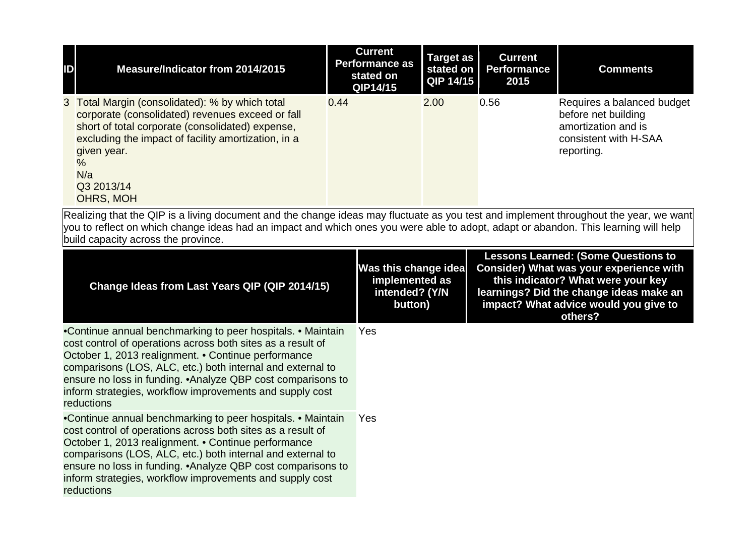| ID | Measure/Indicator from 2014/2015 | Current Performance as stated on QIP14/15 | Target as stated on QIP 14/15 | Current Performance 2015 | Comments |
|---|---|---|---|---|---|
| 3 | Total Margin (consolidated): % by which total corporate (consolidated) revenues exceed or fall short of total corporate (consolidated) expense, excluding the impact of facility amortization, in a given year.<br>%<br>N/a<br>Q3 2013/14<br>OHRS, MOH | 0.44 | 2.00 | 0.56 | Requires a balanced budget before net building amortization and is consistent with H-SAA reporting. |

Realizing that the QIP is a living document and the change ideas may fluctuate as you test and implement throughout the year, we want you to reflect on which change ideas had an impact and which ones you were able to adopt, adapt or abandon. This learning will help build capacity across the province.

| Change Ideas from Last Years QIP (QIP 2014/15) | Was this change idea implemented as intended? (Y/N button) | Lessons Learned: (Some Questions to Consider) What was your experience with this indicator? What were your key learnings? Did the change ideas make an impact? What advice would you give to others? |
|---|---|---|
| •Continue annual benchmarking to peer hospitals. • Maintain cost control of operations across both sites as a result of October 1, 2013 realignment. • Continue performance comparisons (LOS, ALC, etc.) both internal and external to ensure no loss in funding. •Analyze QBP cost comparisons to inform strategies, workflow improvements and supply cost reductions | Yes | |
| •Continue annual benchmarking to peer hospitals. • Maintain cost control of operations across both sites as a result of October 1, 2013 realignment. • Continue performance comparisons (LOS, ALC, etc.) both internal and external to ensure no loss in funding. •Analyze QBP cost comparisons to inform strategies, workflow improvements and supply cost reductions | Yes | |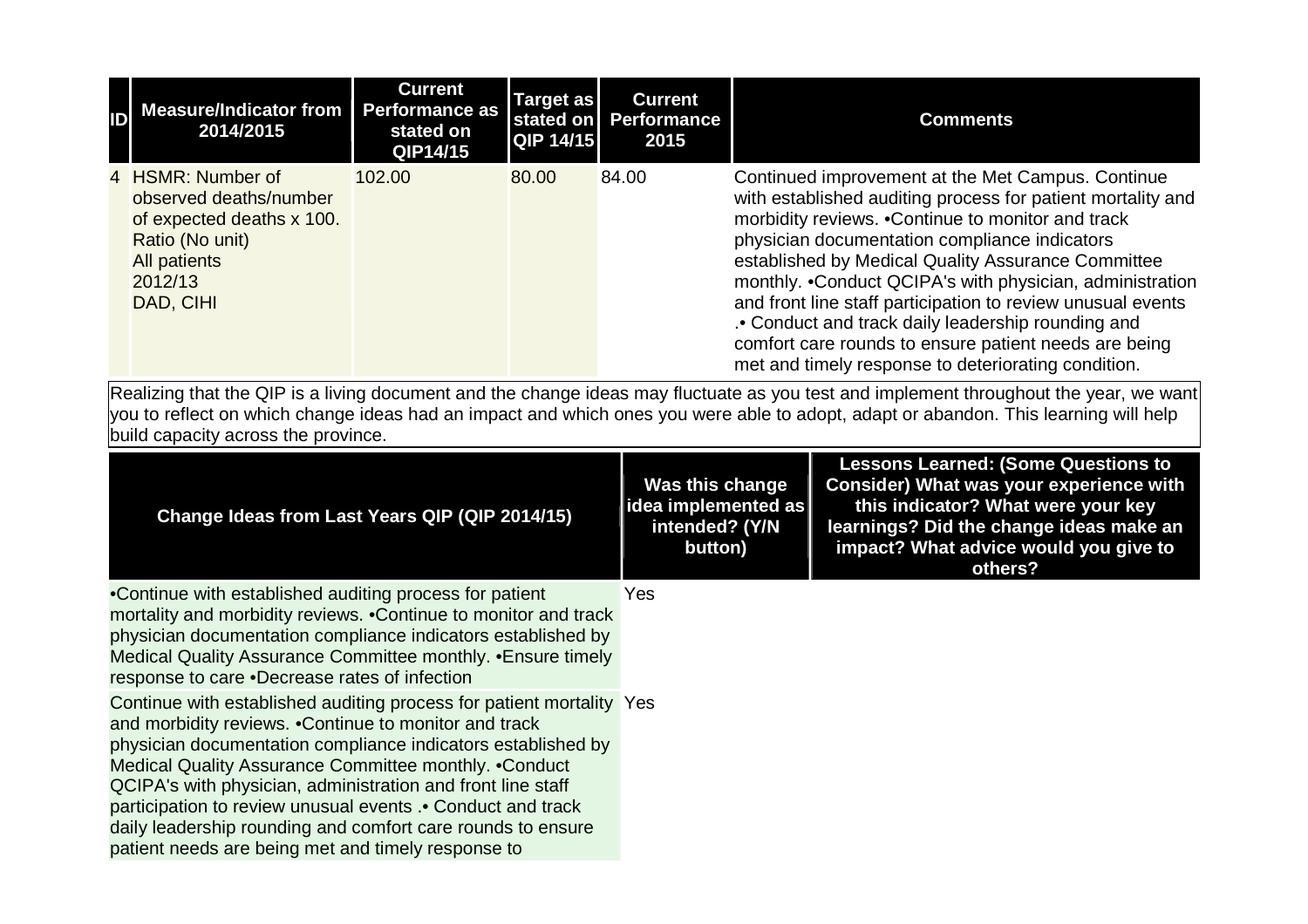| ID | Measure/Indicator from 2014/2015 | Current Performance as stated on QIP14/15 | Target as stated on QIP 14/15 | Current Performance 2015 | Comments |
|---|---|---|---|---|---|
| 4 | HSMR: Number of observed deaths/number of expected deaths x 100. Ratio (No unit) All patients 2012/13 DAD, CIHI | 102.00 | 80.00 | 84.00 | Continued improvement at the Met Campus. Continue with established auditing process for patient mortality and morbidity reviews. •Continue to monitor and track physician documentation compliance indicators established by Medical Quality Assurance Committee monthly. •Conduct QCIPA's with physician, administration and front line staff participation to review unusual events .• Conduct and track daily leadership rounding and comfort care rounds to ensure patient needs are being met and timely response to deteriorating condition. |

Realizing that the QIP is a living document and the change ideas may fluctuate as you test and implement throughout the year, we want you to reflect on which change ideas had an impact and which ones you were able to adopt, adapt or abandon. This learning will help build capacity across the province.

| Change Ideas from Last Years QIP (QIP 2014/15) | Was this change idea implemented as intended? (Y/N button) | Lessons Learned: (Some Questions to Consider) What was your experience with this indicator? What were your key learnings? Did the change ideas make an impact? What advice would you give to others? |
|---|---|---|
| •Continue with established auditing process for patient mortality and morbidity reviews. •Continue to monitor and track physician documentation compliance indicators established by Medical Quality Assurance Committee monthly. •Ensure timely response to care •Decrease rates of infection | Yes | |
| Continue with established auditing process for patient mortality and morbidity reviews. •Continue to monitor and track physician documentation compliance indicators established by Medical Quality Assurance Committee monthly. •Conduct QCIPA's with physician, administration and front line staff participation to review unusual events .• Conduct and track daily leadership rounding and comfort care rounds to ensure patient needs are being met and timely response to | Yes | |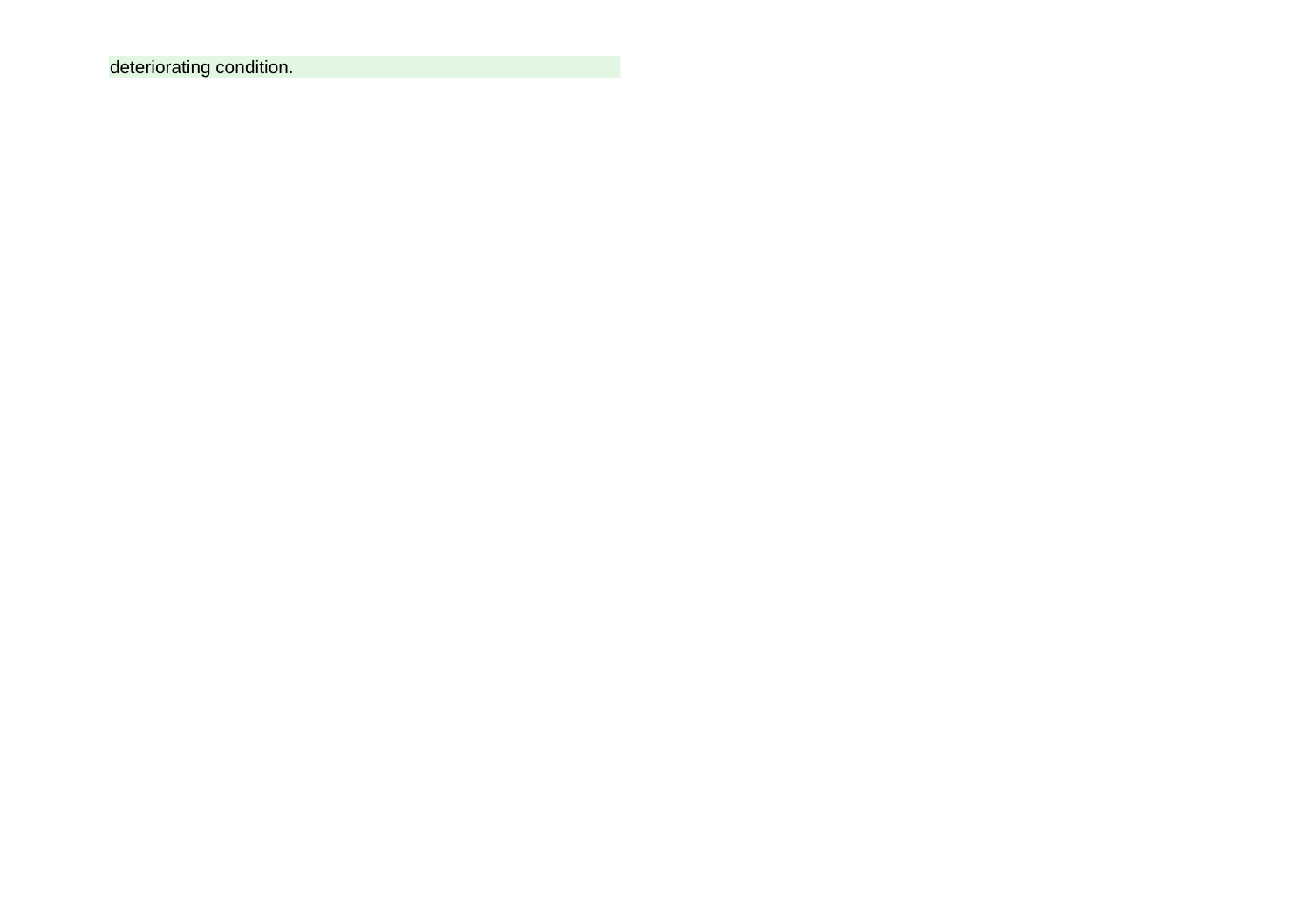deteriorating condition.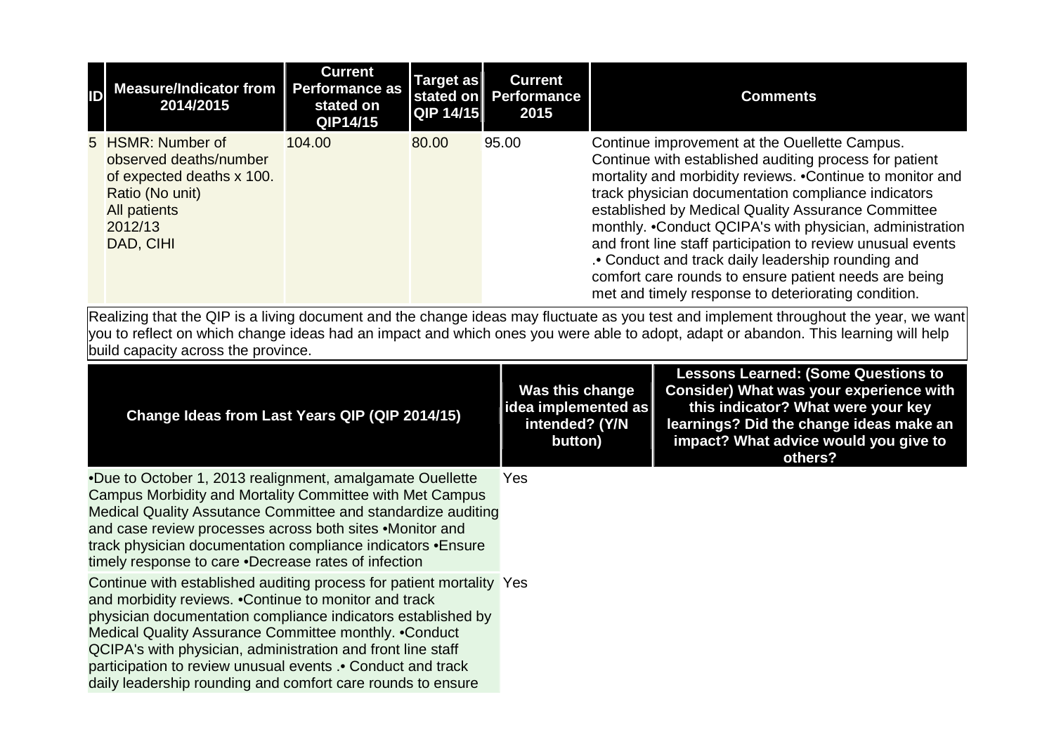| ID | Measure/Indicator from 2014/2015 | Current Performance as stated on QIP14/15 | Target as stated on QIP 14/15 | Current Performance 2015 | Comments |
|---|---|---|---|---|---|
| 5 | HSMR: Number of observed deaths/number of expected deaths x 100. Ratio (No unit) All patients 2012/13 DAD, CIHI | 104.00 | 80.00 | 95.00 | Continue improvement at the Ouellette Campus. Continue with established auditing process for patient mortality and morbidity reviews. •Continue to monitor and track physician documentation compliance indicators established by Medical Quality Assurance Committee monthly. •Conduct QCIPA's with physician, administration and front line staff participation to review unusual events .• Conduct and track daily leadership rounding and comfort care rounds to ensure patient needs are being met and timely response to deteriorating condition. |

Realizing that the QIP is a living document and the change ideas may fluctuate as you test and implement throughout the year, we want you to reflect on which change ideas had an impact and which ones you were able to adopt, adapt or abandon. This learning will help build capacity across the province.

| Change Ideas from Last Years QIP (QIP 2014/15) | Was this change idea implemented as intended? (Y/N button) | Lessons Learned: (Some Questions to Consider) What was your experience with this indicator? What were your key learnings? Did the change ideas make an impact? What advice would you give to others? |
|---|---|---|
| •Due to October 1, 2013 realignment, amalgamate Ouellette Campus Morbidity and Mortality Committee with Met Campus Medical Quality Assutance Committee and standardize auditing and case review processes across both sites •Monitor and track physician documentation compliance indicators •Ensure timely response to care •Decrease rates of infection | Yes | |
| Continue with established auditing process for patient mortality and morbidity reviews. •Continue to monitor and track physician documentation compliance indicators established by Medical Quality Assurance Committee monthly. •Conduct QCIPA's with physician, administration and front line staff participation to review unusual events .• Conduct and track daily leadership rounding and comfort care rounds to ensure | Yes | |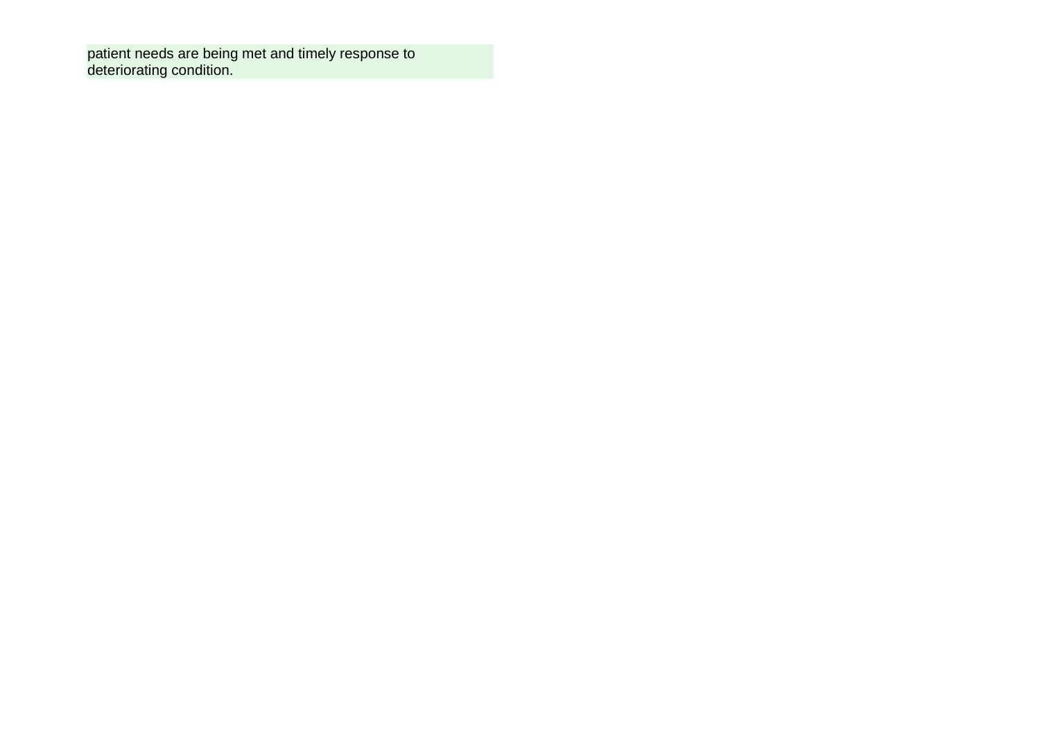patient needs are being met and timely response to deteriorating condition.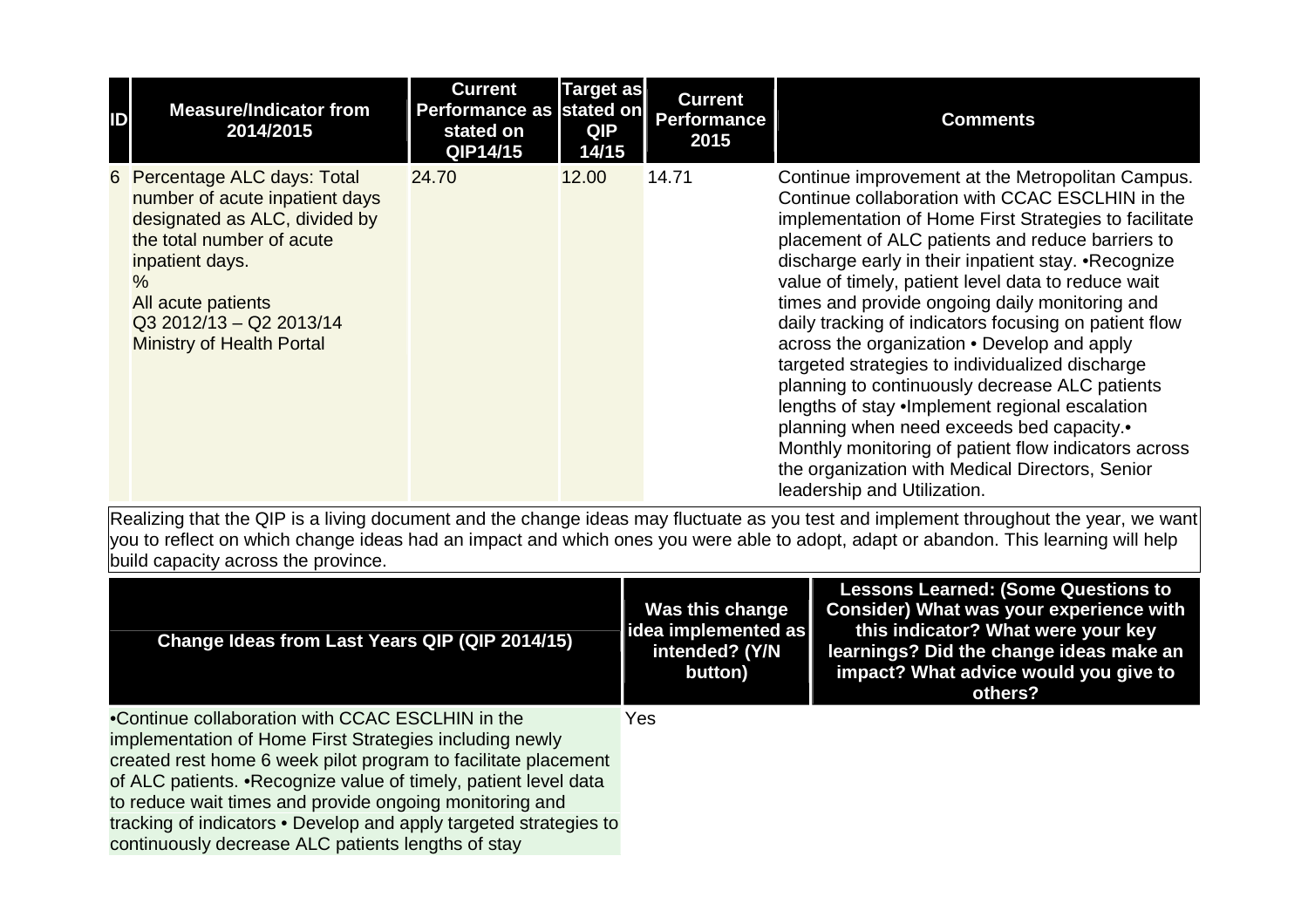| ID | Measure/Indicator from 2014/2015 | Current Performance as stated on QIP14/15 | Target as stated on QIP 14/15 | Current Performance 2015 | Comments |
|---|---|---|---|---|---|
| 6 | Percentage ALC days: Total number of acute inpatient days designated as ALC, divided by the total number of acute inpatient days.<br>%<br>All acute patients<br>Q3 2012/13 – Q2 2013/14<br>Ministry of Health Portal | 24.70 | 12.00 | 14.71 | Continue improvement at the Metropolitan Campus. Continue collaboration with CCAC ESCLHIN in the implementation of Home First Strategies to facilitate placement of ALC patients and reduce barriers to discharge early in their inpatient stay. •Recognize value of timely, patient level data to reduce wait times and provide ongoing daily monitoring and daily tracking of indicators focusing on patient flow across the organization • Develop and apply targeted strategies to individualized discharge planning to continuously decrease ALC patients lengths of stay •Implement regional escalation planning when need exceeds bed capacity.• Monthly monitoring of patient flow indicators across the organization with Medical Directors, Senior leadership and Utilization. |

Realizing that the QIP is a living document and the change ideas may fluctuate as you test and implement throughout the year, we want you to reflect on which change ideas had an impact and which ones you were able to adopt, adapt or abandon. This learning will help build capacity across the province.

| Change Ideas from Last Years QIP (QIP 2014/15) | Was this change idea implemented as intended? (Y/N button) | Lessons Learned: (Some Questions to Consider) What was your experience with this indicator? What were your key learnings? Did the change ideas make an impact? What advice would you give to others? |
|---|---|---|
| •Continue collaboration with CCAC ESCLHIN in the implementation of Home First Strategies including newly created rest home 6 week pilot program to facilitate placement of ALC patients. •Recognize value of timely, patient level data to reduce wait times and provide ongoing monitoring and tracking of indicators • Develop and apply targeted strategies to continuously decrease ALC patients lengths of stay | Yes | |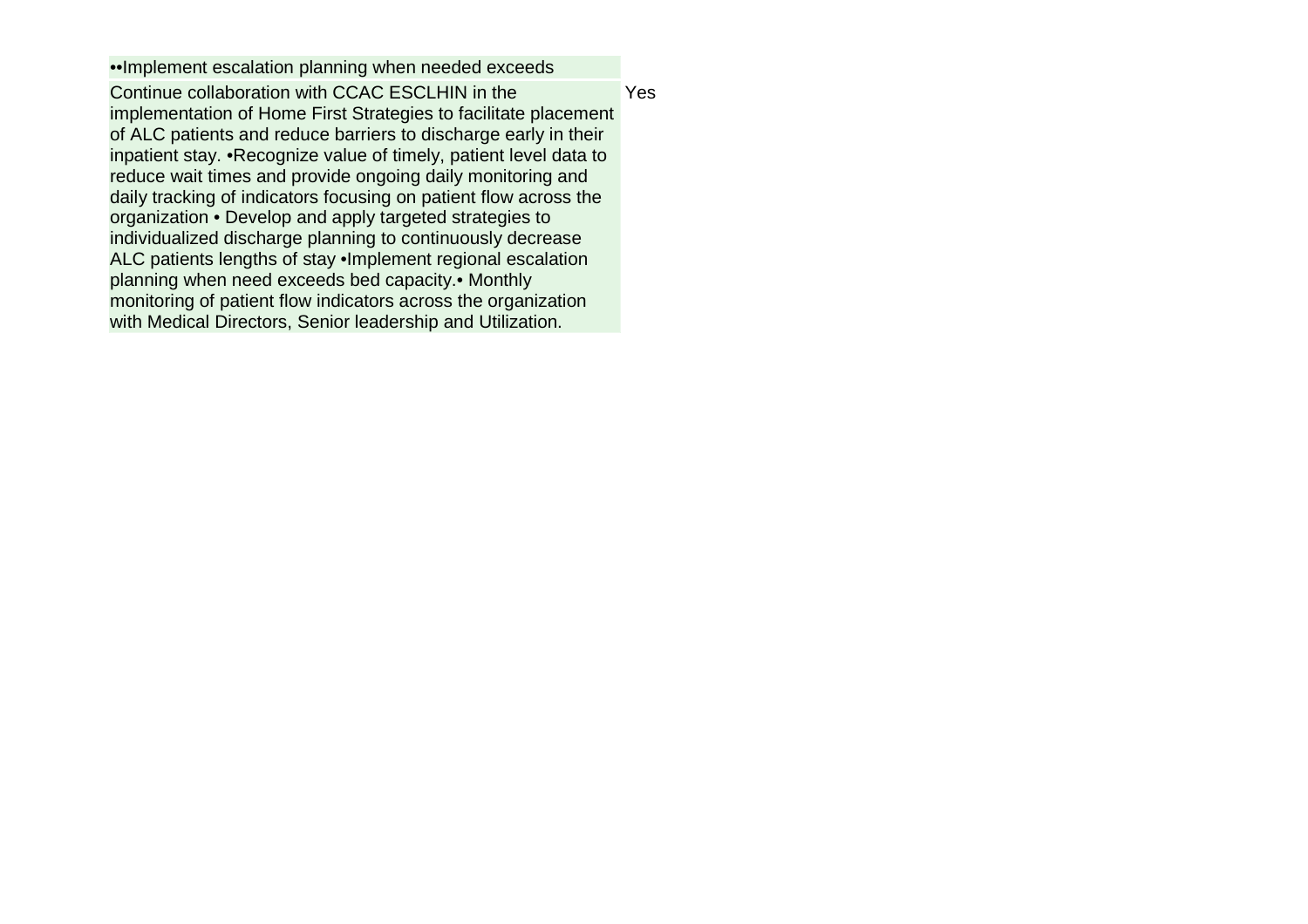| | |
|---|---|
| ••Implement escalation planning when needed exceeds | |
| Continue collaboration with CCAC ESCLHIN in the implementation of Home First Strategies to facilitate placement of ALC patients and reduce barriers to discharge early in their inpatient stay. •Recognize value of timely, patient level data to reduce wait times and provide ongoing daily monitoring and daily tracking of indicators focusing on patient flow across the organization • Develop and apply targeted strategies to individualized discharge planning to continuously decrease ALC patients lengths of stay •Implement regional escalation planning when need exceeds bed capacity.• Monthly monitoring of patient flow indicators across the organization with Medical Directors, Senior leadership and Utilization. | Yes |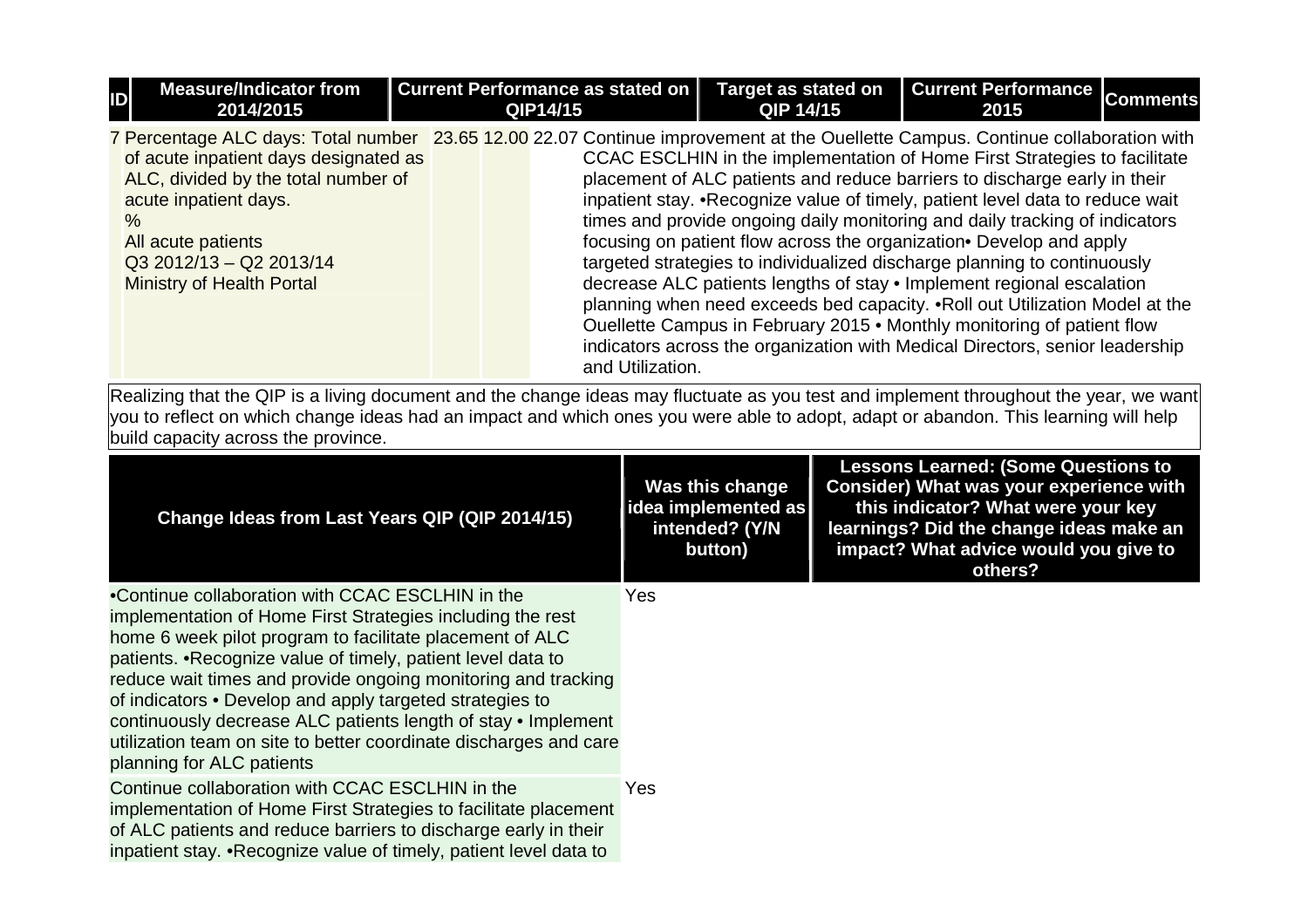| ID | Measure/Indicator from 2014/2015 | Current Performance as stated on QIP14/15 | Target as stated on QIP 14/15 | Current Performance 2015 | Comments |
|---|---|---|---|---|---|
| 7 | Percentage ALC days: Total number of acute inpatient days designated as ALC, divided by the total number of acute inpatient days.<br>%<br>All acute patients<br>Q3 2012/13 – Q2 2013/14<br>Ministry of Health Portal | 23.65 | 12.00 | 22.07 | Continue improvement at the Ouellette Campus. Continue collaboration with CCAC ESCLHIN in the implementation of Home First Strategies to facilitate placement of ALC patients and reduce barriers to discharge early in their inpatient stay. •Recognize value of timely, patient level data to reduce wait times and provide ongoing daily monitoring and daily tracking of indicators focusing on patient flow across the organization• Develop and apply targeted strategies to individualized discharge planning to continuously decrease ALC patients lengths of stay • Implement regional escalation planning when need exceeds bed capacity. •Roll out Utilization Model at the Ouellette Campus in February 2015 • Monthly monitoring of patient flow indicators across the organization with Medical Directors, senior leadership and Utilization. |

Realizing that the QIP is a living document and the change ideas may fluctuate as you test and implement throughout the year, we want you to reflect on which change ideas had an impact and which ones you were able to adopt, adapt or abandon. This learning will help build capacity across the province.

| Change Ideas from Last Years QIP (QIP 2014/15) | Was this change idea implemented as intended? (Y/N button) | Lessons Learned: (Some Questions to Consider) What was your experience with this indicator? What were your key learnings? Did the change ideas make an impact? What advice would you give to others? |
|---|---|---|
| •Continue collaboration with CCAC ESCLHIN in the implementation of Home First Strategies including the rest home 6 week pilot program to facilitate placement of ALC patients. •Recognize value of timely, patient level data to reduce wait times and provide ongoing monitoring and tracking of indicators • Develop and apply targeted strategies to continuously decrease ALC patients length of stay • Implement utilization team on site to better coordinate discharges and care planning for ALC patients | Yes | |
| Continue collaboration with CCAC ESCLHIN in the implementation of Home First Strategies to facilitate placement of ALC patients and reduce barriers to discharge early in their inpatient stay. •Recognize value of timely, patient level data to | Yes | |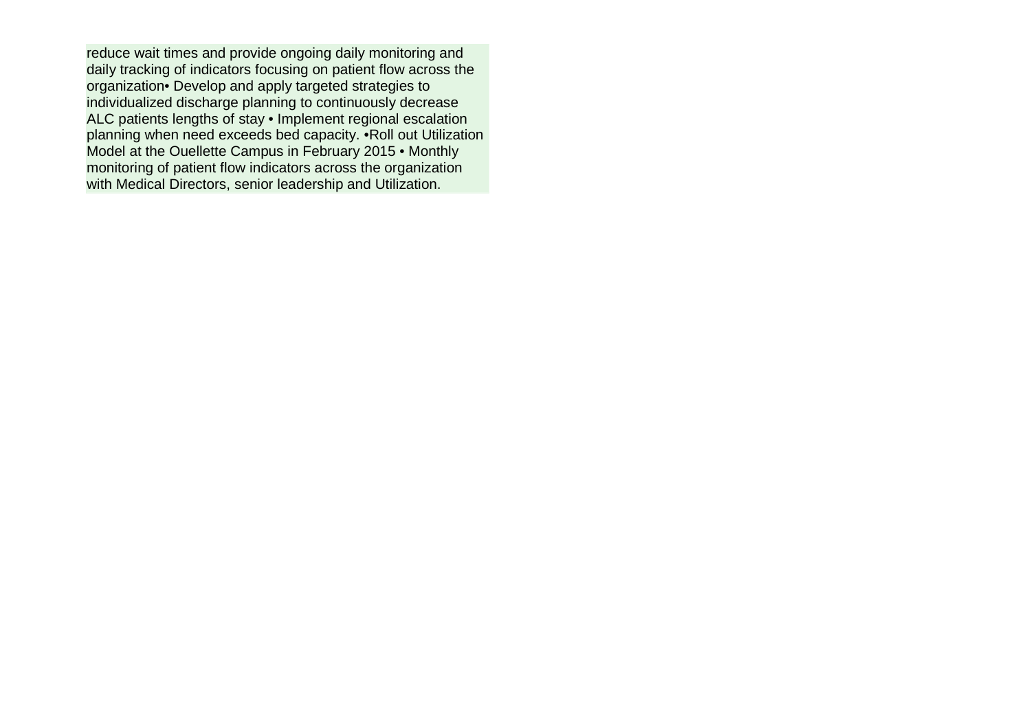reduce wait times and provide ongoing daily monitoring and daily tracking of indicators focusing on patient flow across the organization• Develop and apply targeted strategies to individualized discharge planning to continuously decrease ALC patients lengths of stay • Implement regional escalation planning when need exceeds bed capacity. •Roll out Utilization Model at the Ouellette Campus in February 2015 • Monthly monitoring of patient flow indicators across the organization with Medical Directors, senior leadership and Utilization.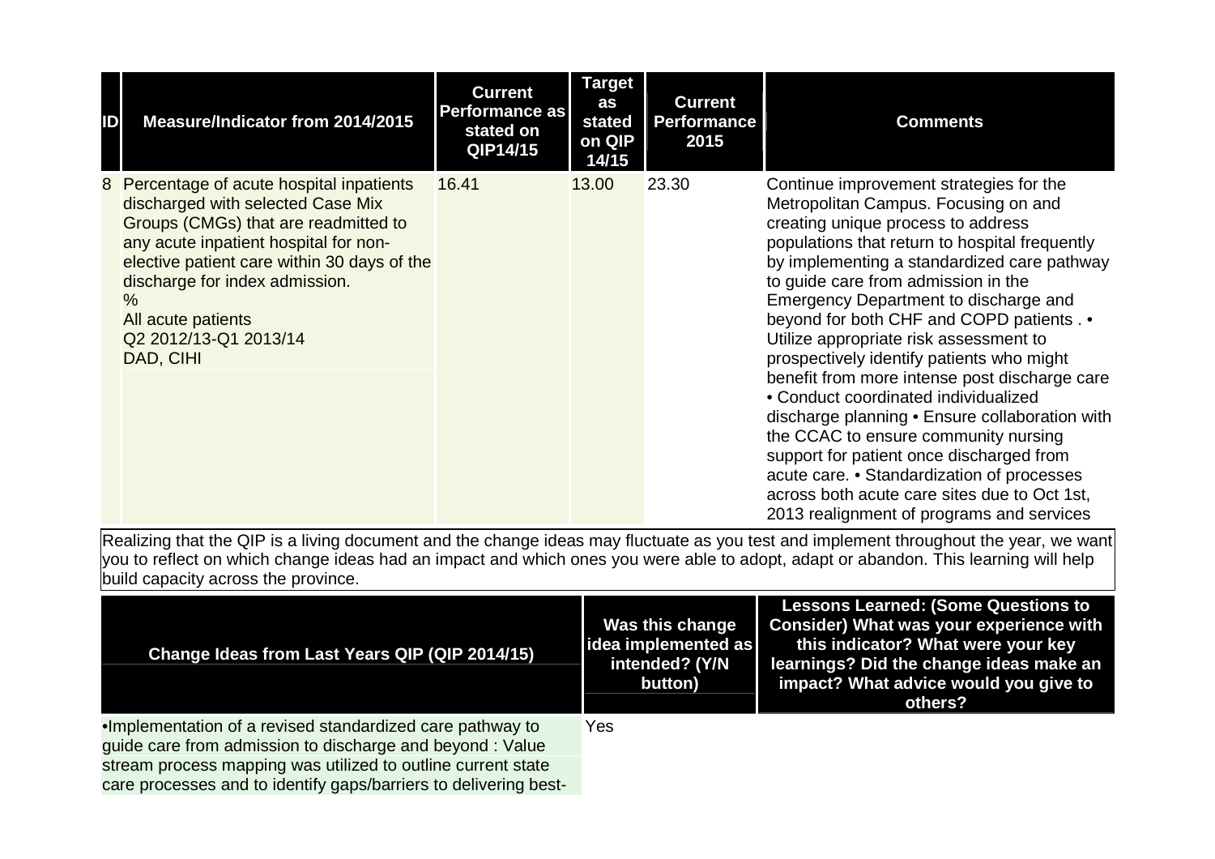| ID | Measure/Indicator from 2014/2015 | Current Performance as stated on QIP14/15 | Target as stated on QIP 14/15 | Current Performance 2015 | Comments |
|---|---|---|---|---|---|
| 8 | Percentage of acute hospital inpatients discharged with selected Case Mix Groups (CMGs) that are readmitted to any acute inpatient hospital for non-elective patient care within 30 days of the discharge for index admission.<br>%<br>All acute patients<br>Q2 2012/13-Q1 2013/14<br>DAD, CIHI | 16.41 | 13.00 | 23.30 | Continue improvement strategies for the Metropolitan Campus. Focusing on and creating unique process to address populations that return to hospital frequently by implementing a standardized care pathway to guide care from admission in the Emergency Department to discharge and beyond for both CHF and COPD patients . • Utilize appropriate risk assessment to prospectively identify patients who might benefit from more intense post discharge care • Conduct coordinated individualized discharge planning • Ensure collaboration with the CCAC to ensure community nursing support for patient once discharged from acute care. • Standardization of processes across both acute care sites due to Oct 1st, 2013 realignment of programs and services |

Realizing that the QIP is a living document and the change ideas may fluctuate as you test and implement throughout the year, we want you to reflect on which change ideas had an impact and which ones you were able to adopt, adapt or abandon. This learning will help build capacity across the province.

| Change Ideas from Last Years QIP (QIP 2014/15) | Was this change idea implemented as intended? (Y/N button) | Lessons Learned: (Some Questions to Consider) What was your experience with this indicator? What were your key learnings? Did the change ideas make an impact? What advice would you give to others? |
|---|---|---|
| •Implementation of a revised standardized care pathway to guide care from admission to discharge and beyond : Value stream process mapping was utilized to outline current state care processes and to identify gaps/barriers to delivering best- | Yes | |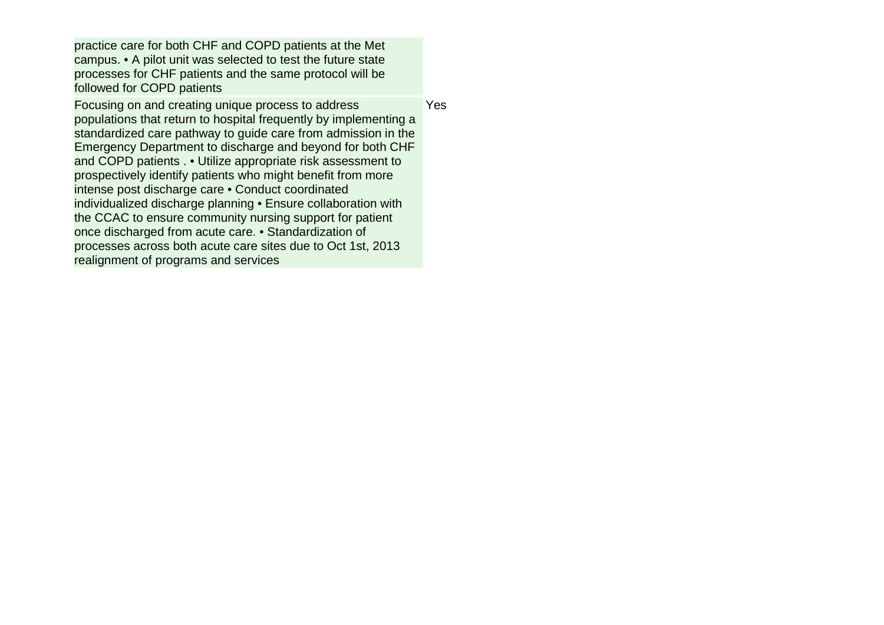| | |
|---|---|
| practice care for both CHF and COPD patients at the Met campus. • A pilot unit was selected to test the future state processes for CHF patients and the same protocol will be followed for COPD patients | |
| Focusing on and creating unique process to address populations that return to hospital frequently by implementing a standardized care pathway to guide care from admission in the Emergency Department to discharge and beyond for both CHF and COPD patients . • Utilize appropriate risk assessment to prospectively identify patients who might benefit from more intense post discharge care • Conduct coordinated individualized discharge planning • Ensure collaboration with the CCAC to ensure community nursing support for patient once discharged from acute care. • Standardization of processes across both acute care sites due to Oct 1st, 2013 realignment of programs and services | Yes |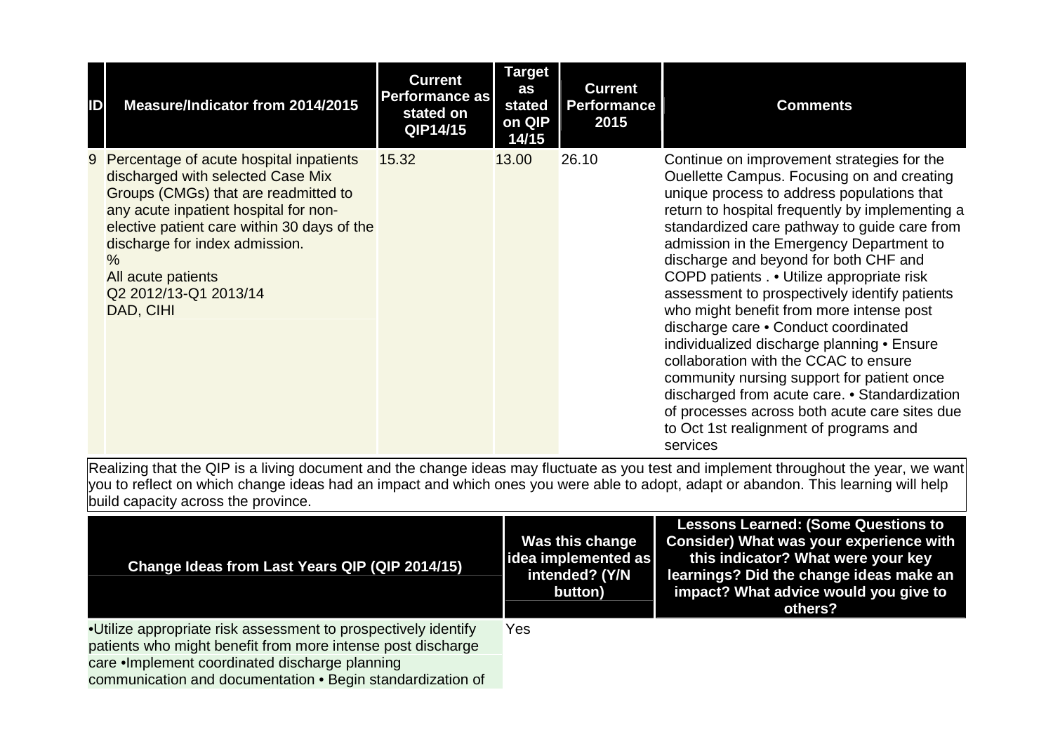| ID | Measure/Indicator from 2014/2015 | Current Performance as stated on QIP14/15 | Target as stated on QIP 14/15 | Current Performance 2015 | Comments |
|---|---|---|---|---|---|
| 9 | Percentage of acute hospital inpatients discharged with selected Case Mix Groups (CMGs) that are readmitted to any acute inpatient hospital for non-elective patient care within 30 days of the discharge for index admission.<br>%<br>All acute patients<br>Q2 2012/13-Q1 2013/14<br>DAD, CIHI | 15.32 | 13.00 | 26.10 | Continue on improvement strategies for the Ouellette Campus. Focusing on and creating unique process to address populations that return to hospital frequently by implementing a standardized care pathway to guide care from admission in the Emergency Department to discharge and beyond for both CHF and COPD patients . • Utilize appropriate risk assessment to prospectively identify patients who might benefit from more intense post discharge care • Conduct coordinated individualized discharge planning • Ensure collaboration with the CCAC to ensure community nursing support for patient once discharged from acute care. • Standardization of processes across both acute care sites due to Oct 1st realignment of programs and services |

Realizing that the QIP is a living document and the change ideas may fluctuate as you test and implement throughout the year, we want you to reflect on which change ideas had an impact and which ones you were able to adopt, adapt or abandon. This learning will help build capacity across the province.

| Change Ideas from Last Years QIP (QIP 2014/15) | Was this change idea implemented as intended? (Y/N button) | Lessons Learned: (Some Questions to Consider) What was your experience with this indicator? What were your key learnings? Did the change ideas make an impact? What advice would you give to others? |
|---|---|---|
| •Utilize appropriate risk assessment to prospectively identify patients who might benefit from more intense post discharge care •Implement coordinated discharge planning communication and documentation • Begin standardization of | Yes | |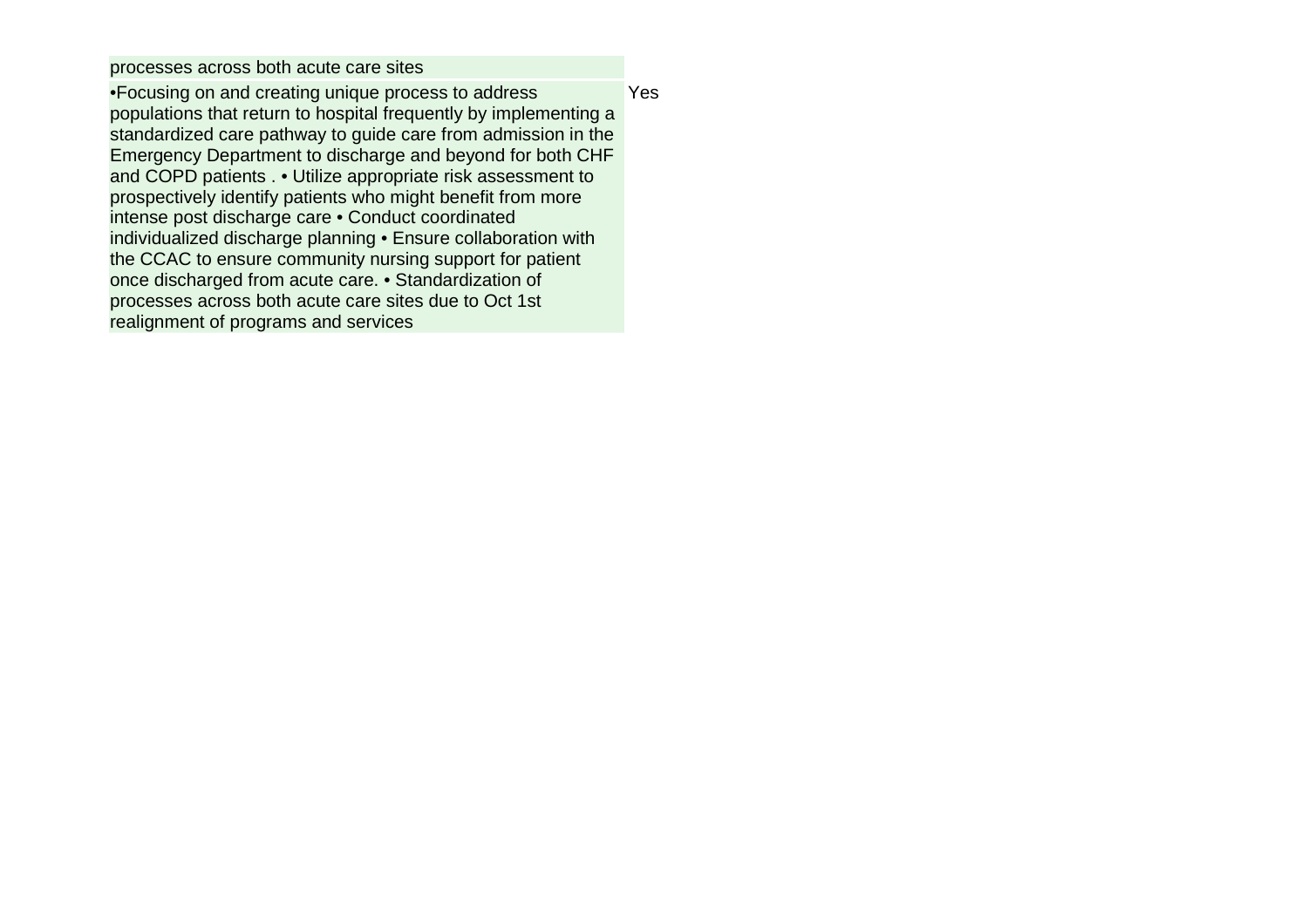| | |
|---|---|
| processes across both acute care sites | |
| •Focusing on and creating unique process to address populations that return to hospital frequently by implementing a standardized care pathway to guide care from admission in the Emergency Department to discharge and beyond for both CHF and COPD patients . • Utilize appropriate risk assessment to prospectively identify patients who might benefit from more intense post discharge care • Conduct coordinated individualized discharge planning • Ensure collaboration with the CCAC to ensure community nursing support for patient once discharged from acute care. • Standardization of processes across both acute care sites due to Oct 1st realignment of programs and services | Yes |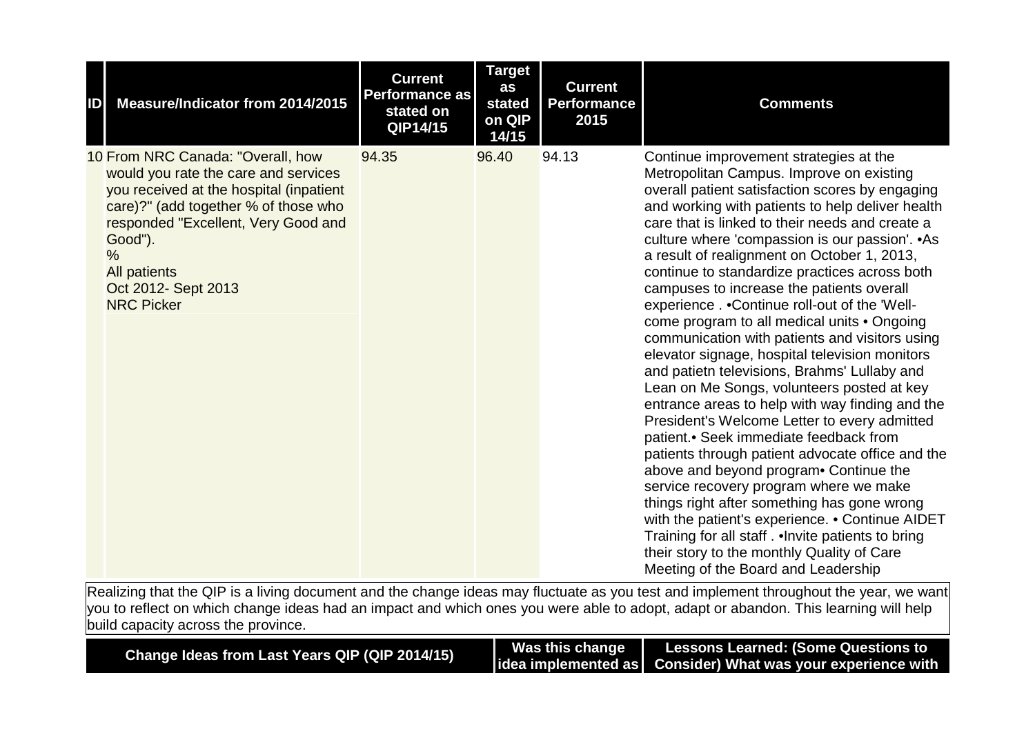| ID | Measure/Indicator from 2014/2015 | Current Performance as stated on QIP14/15 | Target as stated on QIP 14/15 | Current Performance 2015 | Comments |
|---|---|---|---|---|---|
| 10 | From NRC Canada: "Overall, how would you rate the care and services you received at the hospital (inpatient care)?" (add together % of those who responded "Excellent, Very Good and Good"). % All patients Oct 2012- Sept 2013 NRC Picker | 94.35 | 96.40 | 94.13 | Continue improvement strategies at the Metropolitan Campus. Improve on existing overall patient satisfaction scores by engaging and working with patients to help deliver health care that is linked to their needs and create a culture where 'compassion is our passion'. •As a result of realignment on October 1, 2013, continue to standardize practices across both campuses to increase the patients overall experience . •Continue roll-out of the 'Well-come program to all medical units • Ongoing communication with patients and visitors using elevator signage, hospital television monitors and patietn televisions, Brahms' Lullaby and Lean on Me Songs, volunteers posted at key entrance areas to help with way finding and the President's Welcome Letter to every admitted patient.• Seek immediate feedback from patients through patient advocate office and the above and beyond program• Continue the service recovery program where we make things right after something has gone wrong with the patient's experience. • Continue AIDET Training for all staff . •Invite patients to bring their story to the monthly Quality of Care Meeting of the Board and Leadership |

Realizing that the QIP is a living document and the change ideas may fluctuate as you test and implement throughout the year, we want you to reflect on which change ideas had an impact and which ones you were able to adopt, adapt or abandon. This learning will help build capacity across the province.

| Change Ideas from Last Years QIP (QIP 2014/15) | Was this change idea implemented as | Lessons Learned: (Some Questions to Consider) What was your experience with |
|---|---|---|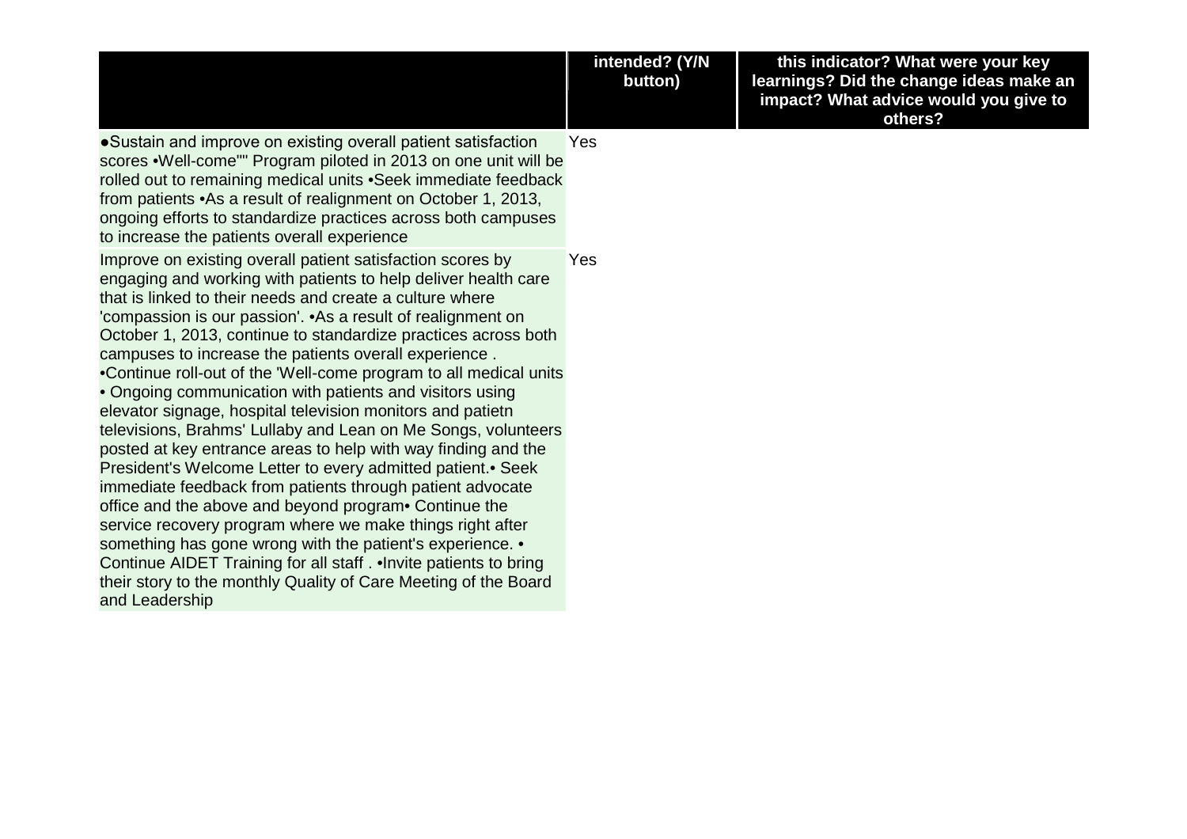| | intended? (Y/N button) | this indicator? What were your key learnings? Did the change ideas make an impact? What advice would you give to others? |
|---|---|---|
| ●Sustain and improve on existing overall patient satisfaction scores •Well-come"" Program piloted in 2013 on one unit will be rolled out to remaining medical units •Seek immediate feedback from patients •As a result of realignment on October 1, 2013, ongoing efforts to standardize practices across both campuses to increase the patients overall experience | Yes | |
| Improve on existing overall patient satisfaction scores by engaging and working with patients to help deliver health care that is linked to their needs and create a culture where 'compassion is our passion'. •As a result of realignment on October 1, 2013, continue to standardize practices across both campuses to increase the patients overall experience . •Continue roll-out of the 'Well-come program to all medical units • Ongoing communication with patients and visitors using elevator signage, hospital television monitors and patietn televisions, Brahms' Lullaby and Lean on Me Songs, volunteers posted at key entrance areas to help with way finding and the President's Welcome Letter to every admitted patient.• Seek immediate feedback from patients through patient advocate office and the above and beyond program• Continue the service recovery program where we make things right after something has gone wrong with the patient's experience. • Continue AIDET Training for all staff . •Invite patients to bring their story to the monthly Quality of Care Meeting of the Board and Leadership | Yes | |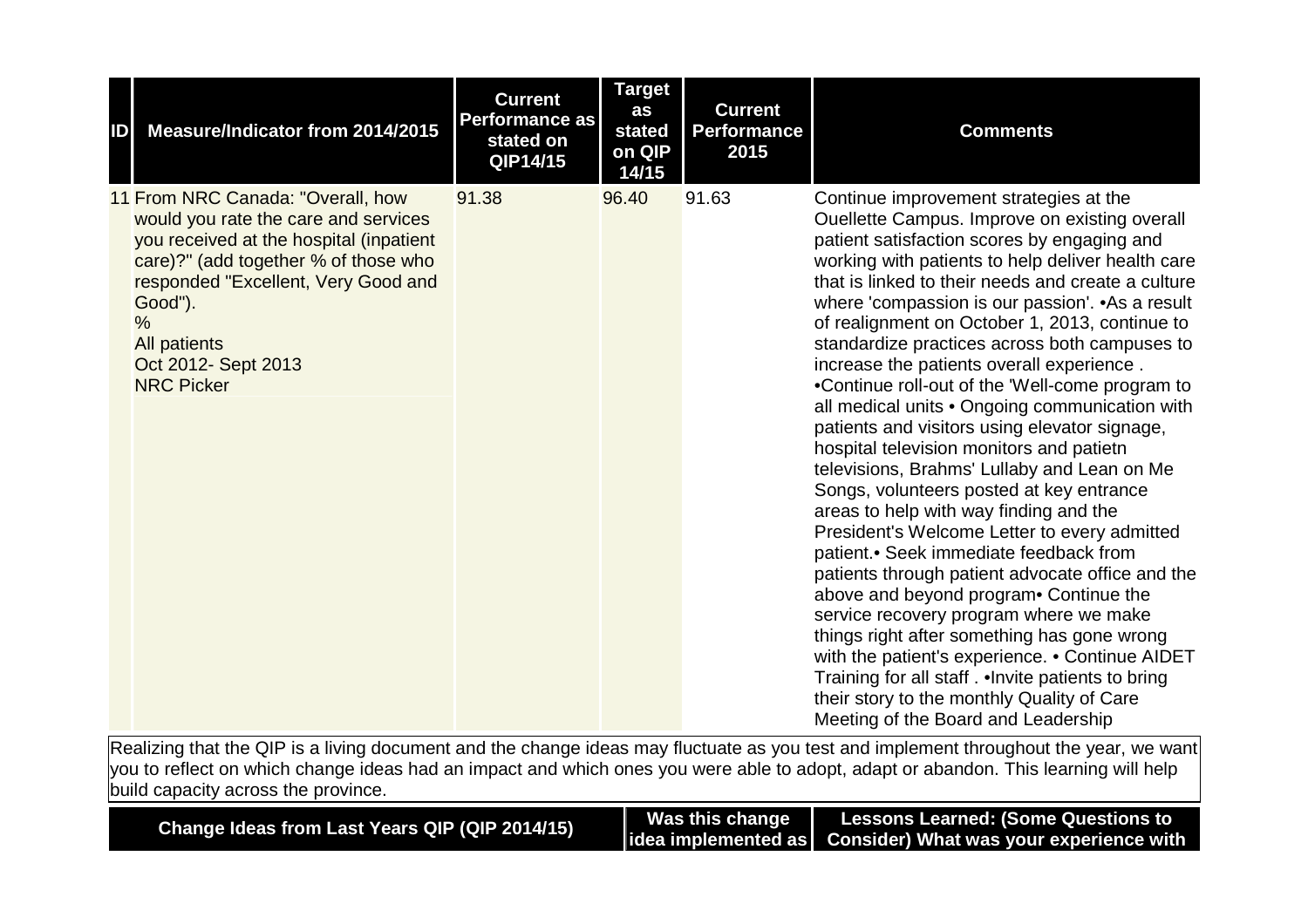| ID | Measure/Indicator from 2014/2015 | Current Performance as stated on QIP14/15 | Target as stated on QIP 14/15 | Current Performance 2015 | Comments |
|---|---|---|---|---|---|
| 11 | From NRC Canada: "Overall, how would you rate the care and services you received at the hospital (inpatient care)?" (add together % of those who responded "Excellent, Very Good and Good"). % All patients Oct 2012- Sept 2013 NRC Picker | 91.38 | 96.40 | 91.63 | Continue improvement strategies at the Ouellette Campus. Improve on existing overall patient satisfaction scores by engaging and working with patients to help deliver health care that is linked to their needs and create a culture where 'compassion is our passion'. •As a result of realignment on October 1, 2013, continue to standardize practices across both campuses to increase the patients overall experience . •Continue roll-out of the 'Well-come program to all medical units • Ongoing communication with patients and visitors using elevator signage, hospital television monitors and patietn televisions, Brahms' Lullaby and Lean on Me Songs, volunteers posted at key entrance areas to help with way finding and the President's Welcome Letter to every admitted patient.• Seek immediate feedback from patients through patient advocate office and the above and beyond program• Continue the service recovery program where we make things right after something has gone wrong with the patient's experience. • Continue AIDET Training for all staff . •Invite patients to bring their story to the monthly Quality of Care Meeting of the Board and Leadership |

Realizing that the QIP is a living document and the change ideas may fluctuate as you test and implement throughout the year, we want you to reflect on which change ideas had an impact and which ones you were able to adopt, adapt or abandon. This learning will help build capacity across the province.

| Change Ideas from Last Years QIP (QIP 2014/15) | Was this change idea implemented as | Lessons Learned: (Some Questions to Consider) What was your experience with |
|---|---|---|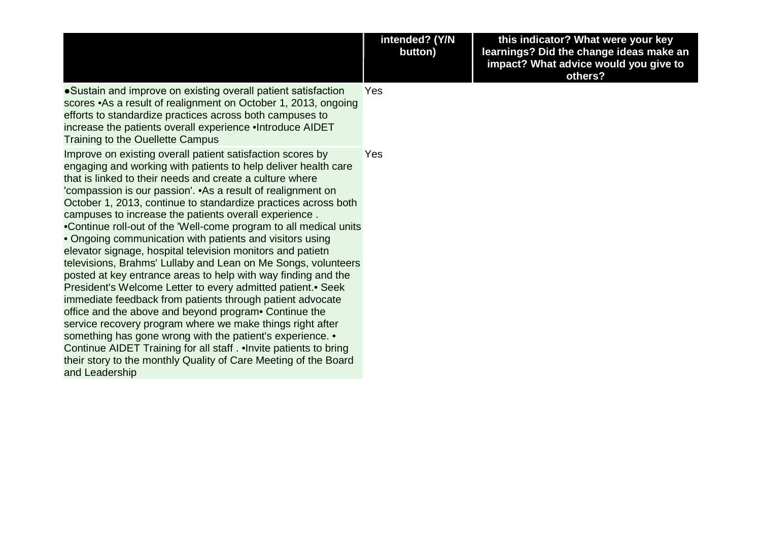| | intended? (Y/N button) | this indicator? What were your key learnings? Did the change ideas make an impact? What advice would you give to others? |
|---|---|---|
| ●Sustain and improve on existing overall patient satisfaction scores •As a result of realignment on October 1, 2013, ongoing efforts to standardize practices across both campuses to increase the patients overall experience •Introduce AIDET Training to the Ouellette Campus | Yes | |
| Improve on existing overall patient satisfaction scores by engaging and working with patients to help deliver health care that is linked to their needs and create a culture where 'compassion is our passion'. •As a result of realignment on October 1, 2013, continue to standardize practices across both campuses to increase the patients overall experience . •Continue roll-out of the 'Well-come program to all medical units • Ongoing communication with patients and visitors using elevator signage, hospital television monitors and patietn televisions, Brahms' Lullaby and Lean on Me Songs, volunteers posted at key entrance areas to help with way finding and the President's Welcome Letter to every admitted patient.• Seek immediate feedback from patients through patient advocate office and the above and beyond program• Continue the service recovery program where we make things right after something has gone wrong with the patient's experience. • Continue AIDET Training for all staff . •Invite patients to bring their story to the monthly Quality of Care Meeting of the Board and Leadership | Yes | |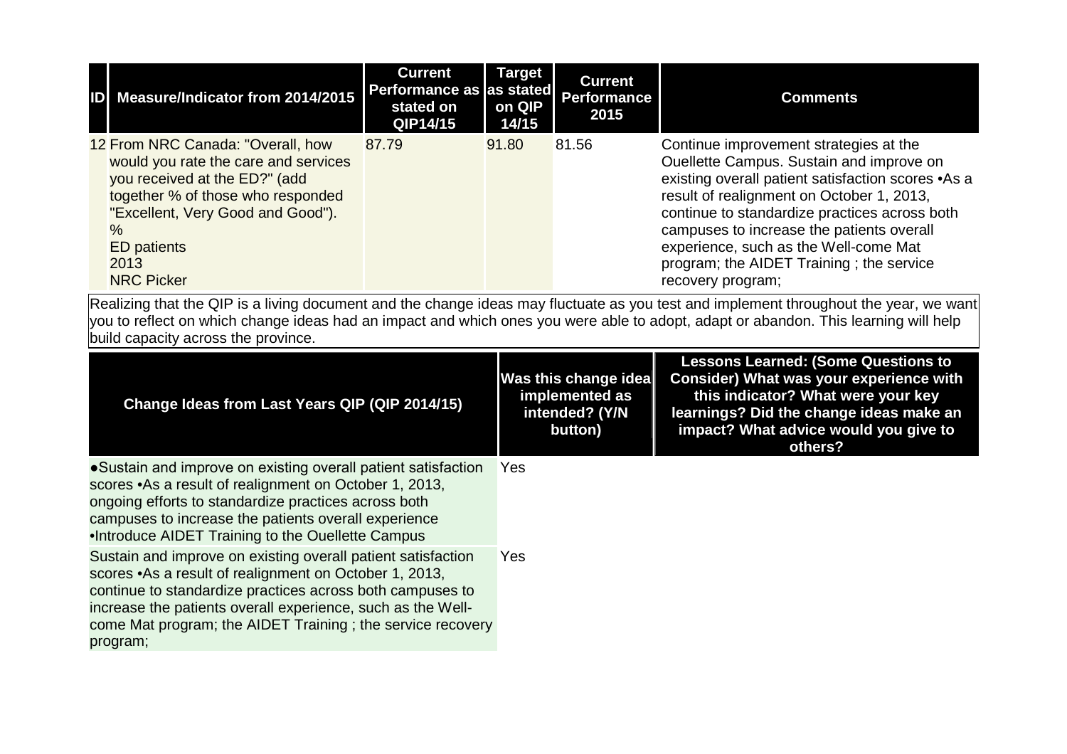| ID | Measure/Indicator from 2014/2015 | Current Performance as stated on QIP14/15 | Target as stated on QIP 14/15 | Current Performance 2015 | Comments |
|---|---|---|---|---|---|
| 12 | From NRC Canada: "Overall, how would you rate the care and services you received at the ED?" (add together % of those who responded "Excellent, Very Good and Good"). % ED patients 2013 NRC Picker | 87.79 | 91.80 | 81.56 | Continue improvement strategies at the Ouellette Campus. Sustain and improve on existing overall patient satisfaction scores •As a result of realignment on October 1, 2013, continue to standardize practices across both campuses to increase the patients overall experience, such as the Well-come Mat program; the AIDET Training ; the service recovery program; |

Realizing that the QIP is a living document and the change ideas may fluctuate as you test and implement throughout the year, we want you to reflect on which change ideas had an impact and which ones you were able to adopt, adapt or abandon. This learning will help build capacity across the province.

| Change Ideas from Last Years QIP (QIP 2014/15) | Was this change idea implemented as intended? (Y/N button) | Lessons Learned: (Some Questions to Consider) What was your experience with this indicator? What were your key learnings? Did the change ideas make an impact? What advice would you give to others? |
|---|---|---|
| ●Sustain and improve on existing overall patient satisfaction scores •As a result of realignment on October 1, 2013, ongoing efforts to standardize practices across both campuses to increase the patients overall experience •Introduce AIDET Training to the Ouellette Campus | Yes | |
| Sustain and improve on existing overall patient satisfaction scores •As a result of realignment on October 1, 2013, continue to standardize practices across both campuses to increase the patients overall experience, such as the Well-come Mat program; the AIDET Training ; the service recovery program; | Yes | |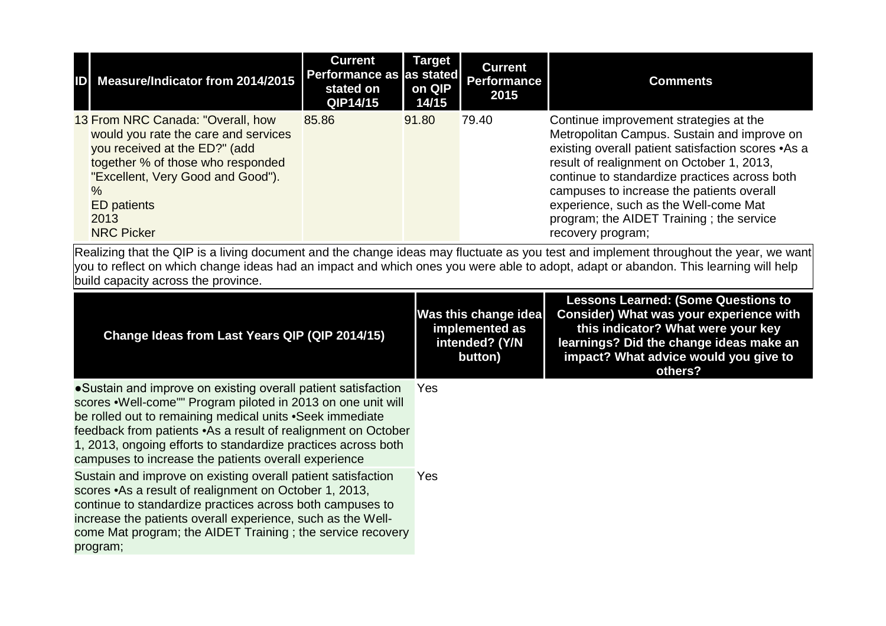| ID | Measure/Indicator from 2014/2015 | Current Performance as stated on QIP14/15 | Target as stated on QIP 14/15 | Current Performance 2015 | Comments |
|---|---|---|---|---|---|
| 13 | From NRC Canada: "Overall, how would you rate the care and services you received at the ED?" (add together % of those who responded "Excellent, Very Good and Good"). % ED patients 2013 NRC Picker | 85.86 | 91.80 | 79.40 | Continue improvement strategies at the Metropolitan Campus. Sustain and improve on existing overall patient satisfaction scores •As a result of realignment on October 1, 2013, continue to standardize practices across both campuses to increase the patients overall experience, such as the Well-come Mat program; the AIDET Training ; the service recovery program; |

Realizing that the QIP is a living document and the change ideas may fluctuate as you test and implement throughout the year, we want you to reflect on which change ideas had an impact and which ones you were able to adopt, adapt or abandon. This learning will help build capacity across the province.

| Change Ideas from Last Years QIP (QIP 2014/15) | Was this change idea implemented as intended? (Y/N button) | Lessons Learned: (Some Questions to Consider) What was your experience with this indicator? What were your key learnings? Did the change ideas make an impact? What advice would you give to others? |
|---|---|---|
| ●Sustain and improve on existing overall patient satisfaction scores •Well-come"" Program piloted in 2013 on one unit will be rolled out to remaining medical units •Seek immediate feedback from patients •As a result of realignment on October 1, 2013, ongoing efforts to standardize practices across both campuses to increase the patients overall experience | Yes | |
| Sustain and improve on existing overall patient satisfaction scores •As a result of realignment on October 1, 2013, continue to standardize practices across both campuses to increase the patients overall experience, such as the Well-come Mat program; the AIDET Training ; the service recovery program; | Yes | |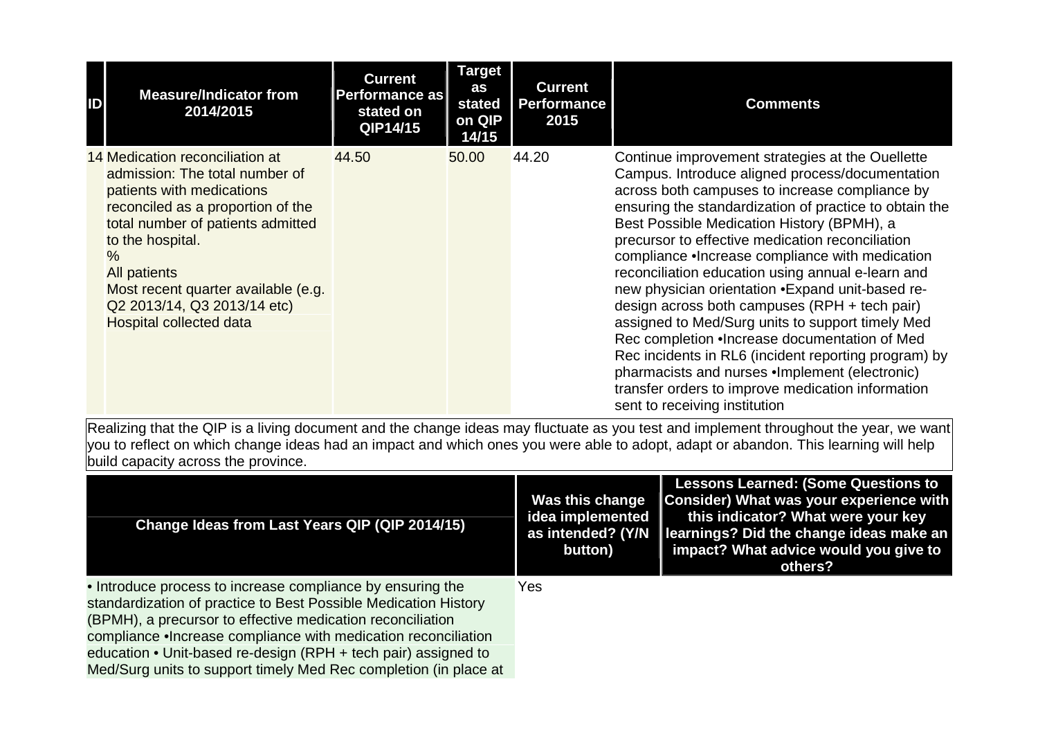| ID | Measure/Indicator from 2014/2015 | Current Performance as stated on QIP14/15 | Target as stated on QIP 14/15 | Current Performance 2015 | Comments |
|---|---|---|---|---|---|
| 14 | Medication reconciliation at admission: The total number of patients with medications reconciled as a proportion of the total number of patients admitted to the hospital.<br>%<br>All patients<br>Most recent quarter available (e.g. Q2 2013/14, Q3 2013/14 etc)<br>Hospital collected data | 44.50 | 50.00 | 44.20 | Continue improvement strategies at the Ouellette Campus. Introduce aligned process/documentation across both campuses to increase compliance by ensuring the standardization of practice to obtain the Best Possible Medication History (BPMH), a precursor to effective medication reconciliation compliance •Increase compliance with medication reconciliation education using annual e-learn and new physician orientation •Expand unit-based re-design across both campuses (RPH + tech pair) assigned to Med/Surg units to support timely Med Rec completion •Increase documentation of Med Rec incidents in RL6 (incident reporting program) by pharmacists and nurses •Implement (electronic) transfer orders to improve medication information sent to receiving institution |

Realizing that the QIP is a living document and the change ideas may fluctuate as you test and implement throughout the year, we want you to reflect on which change ideas had an impact and which ones you were able to adopt, adapt or abandon. This learning will help build capacity across the province.

| Change Ideas from Last Years QIP (QIP 2014/15) | Was this change idea implemented as intended? (Y/N button) | Lessons Learned: (Some Questions to Consider) What was your experience with this indicator? What were your key learnings? Did the change ideas make an impact? What advice would you give to others? |
|---|---|---|
| • Introduce process to increase compliance by ensuring the standardization of practice to Best Possible Medication History (BPMH), a precursor to effective medication reconciliation compliance •Increase compliance with medication reconciliation education • Unit-based re-design (RPH + tech pair) assigned to Med/Surg units to support timely Med Rec completion (in place at | Yes | |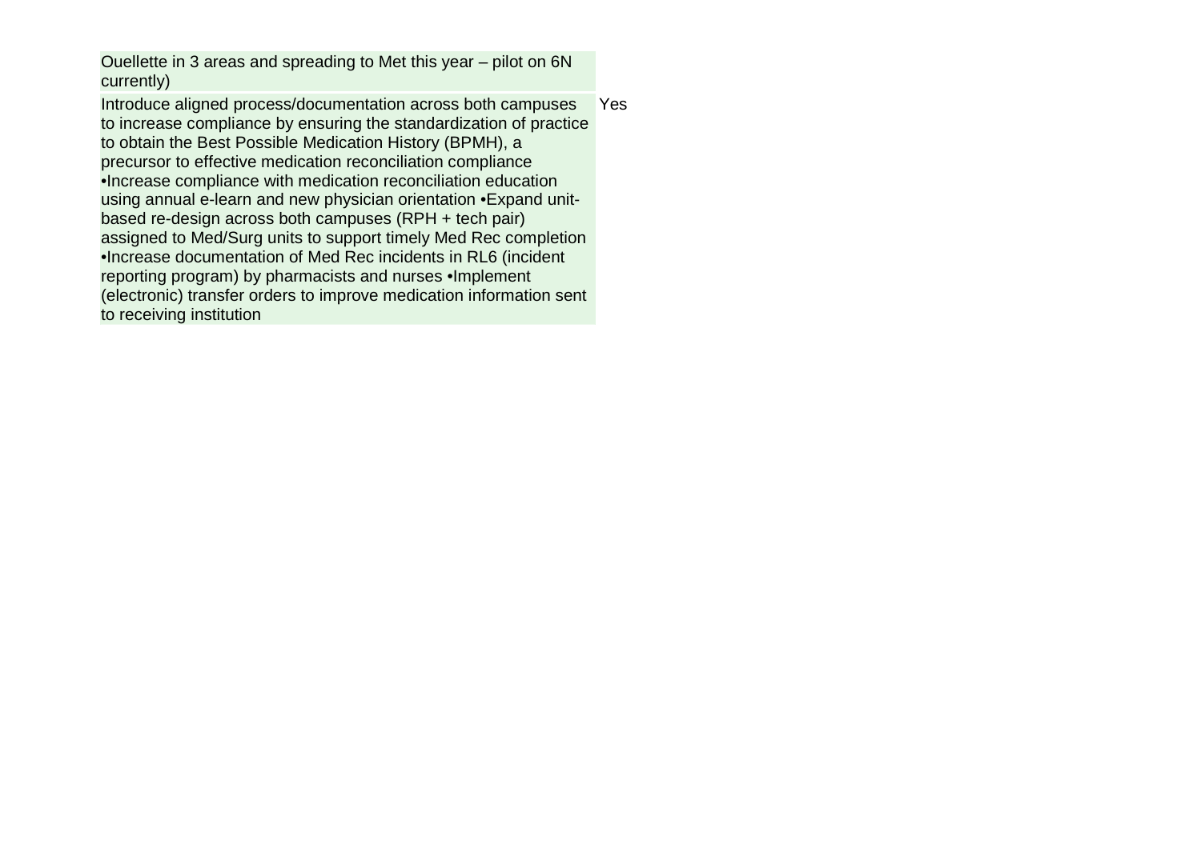| | |
|---|---|
| Ouellette in 3 areas and spreading to Met this year – pilot on 6N currently) | |
| Introduce aligned process/documentation across both campuses to increase compliance by ensuring the standardization of practice to obtain the Best Possible Medication History (BPMH), a precursor to effective medication reconciliation compliance •Increase compliance with medication reconciliation education using annual e-learn and new physician orientation •Expand unit-based re-design across both campuses (RPH + tech pair) assigned to Med/Surg units to support timely Med Rec completion •Increase documentation of Med Rec incidents in RL6 (incident reporting program) by pharmacists and nurses •Implement (electronic) transfer orders to improve medication information sent to receiving institution | Yes |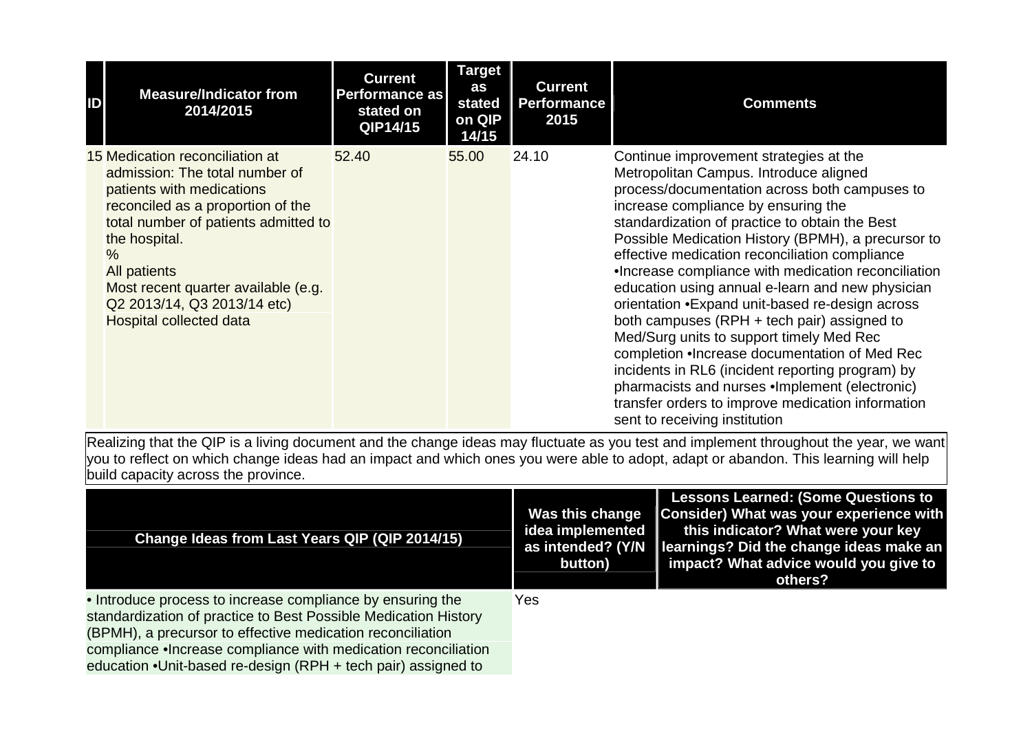| ID | Measure/Indicator from 2014/2015 | Current Performance as stated on QIP14/15 | Target as stated on QIP 14/15 | Current Performance 2015 | Comments |
| --- | --- | --- | --- | --- | --- |
| 15 | Medication reconciliation at admission: The total number of patients with medications reconciled as a proportion of the total number of patients admitted to the hospital.<br>%<br>All patients<br>Most recent quarter available (e.g. Q2 2013/14, Q3 2013/14 etc)<br>Hospital collected data | 52.40 | 55.00 | 24.10 | Continue improvement strategies at the Metropolitan Campus. Introduce aligned process/documentation across both campuses to increase compliance by ensuring the standardization of practice to obtain the Best Possible Medication History (BPMH), a precursor to effective medication reconciliation compliance •Increase compliance with medication reconciliation education using annual e-learn and new physician orientation •Expand unit-based re-design across both campuses (RPH + tech pair) assigned to Med/Surg units to support timely Med Rec completion •Increase documentation of Med Rec incidents in RL6 (incident reporting program) by pharmacists and nurses •Implement (electronic) transfer orders to improve medication information sent to receiving institution |

Realizing that the QIP is a living document and the change ideas may fluctuate as you test and implement throughout the year, we want you to reflect on which change ideas had an impact and which ones you were able to adopt, adapt or abandon. This learning will help build capacity across the province.

| Change Ideas from Last Years QIP (QIP 2014/15) | Was this change idea implemented as intended? (Y/N button) | Lessons Learned: (Some Questions to Consider) What was your experience with this indicator? What were your key learnings? Did the change ideas make an impact? What advice would you give to others? |
| --- | --- | --- |
| • Introduce process to increase compliance by ensuring the standardization of practice to Best Possible Medication History (BPMH), a precursor to effective medication reconciliation compliance •Increase compliance with medication reconciliation education •Unit-based re-design (RPH + tech pair) assigned to | Yes | |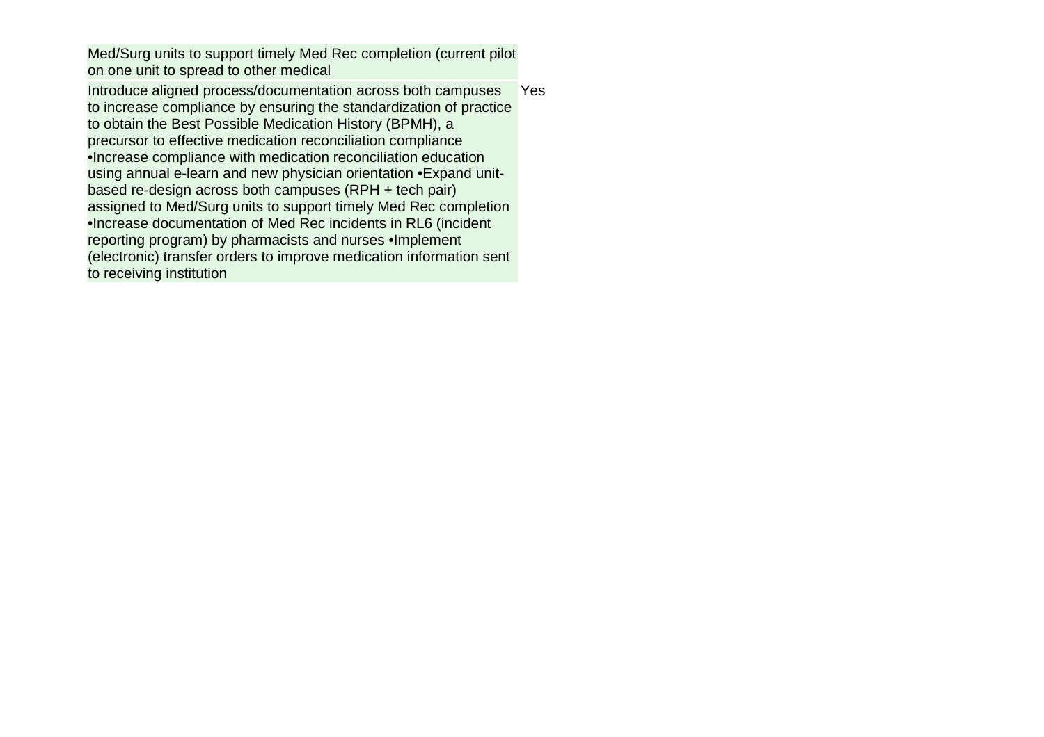| | |
|---|---|
| Med/Surg units to support timely Med Rec completion (current pilot on one unit to spread to other medical | |
| Introduce aligned process/documentation across both campuses to increase compliance by ensuring the standardization of practice to obtain the Best Possible Medication History (BPMH), a precursor to effective medication reconciliation compliance •Increase compliance with medication reconciliation education using annual e-learn and new physician orientation •Expand unit-based re-design across both campuses (RPH + tech pair) assigned to Med/Surg units to support timely Med Rec completion •Increase documentation of Med Rec incidents in RL6 (incident reporting program) by pharmacists and nurses •Implement (electronic) transfer orders to improve medication information sent to receiving institution | Yes |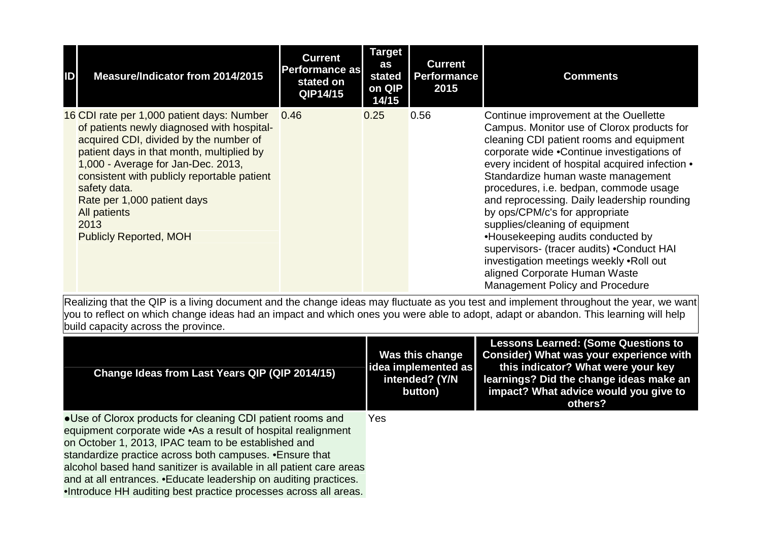| ID | Measure/Indicator from 2014/2015 | Current Performance as stated on QIP14/15 | Target as stated on QIP 14/15 | Current Performance 2015 | Comments |
|---|---|---|---|---|---|
| 16 | CDI rate per 1,000 patient days: Number of patients newly diagnosed with hospital-acquired CDI, divided by the number of patient days in that month, multiplied by 1,000 - Average for Jan-Dec. 2013, consistent with publicly reportable patient safety data.<br>Rate per 1,000 patient days<br>All patients<br>2013<br>Publicly Reported, MOH | 0.46 | 0.25 | 0.56 | Continue improvement at the Ouellette Campus. Monitor use of Clorox products for cleaning CDI patient rooms and equipment corporate wide •Continue investigations of every incident of hospital acquired infection • Standardize human waste management procedures, i.e. bedpan, commode usage and reprocessing. Daily leadership rounding by ops/CPM/c's for appropriate supplies/cleaning of equipment •Housekeeping audits conducted by supervisors- (tracer audits) •Conduct HAI investigation meetings weekly •Roll out aligned Corporate Human Waste Management Policy and Procedure |

Realizing that the QIP is a living document and the change ideas may fluctuate as you test and implement throughout the year, we want you to reflect on which change ideas had an impact and which ones you were able to adopt, adapt or abandon. This learning will help build capacity across the province.

| Change Ideas from Last Years QIP (QIP 2014/15) | Was this change idea implemented as intended? (Y/N button) | Lessons Learned: (Some Questions to Consider) What was your experience with this indicator? What were your key learnings? Did the change ideas make an impact? What advice would you give to others? |
|---|---|---|
| ●Use of Clorox products for cleaning CDI patient rooms and equipment corporate wide •As a result of hospital realignment on October 1, 2013, IPAC team to be established and standardize practice across both campuses. •Ensure that alcohol based hand sanitizer is available in all patient care areas and at all entrances. •Educate leadership on auditing practices. •Introduce HH auditing best practice processes across all areas. | Yes | |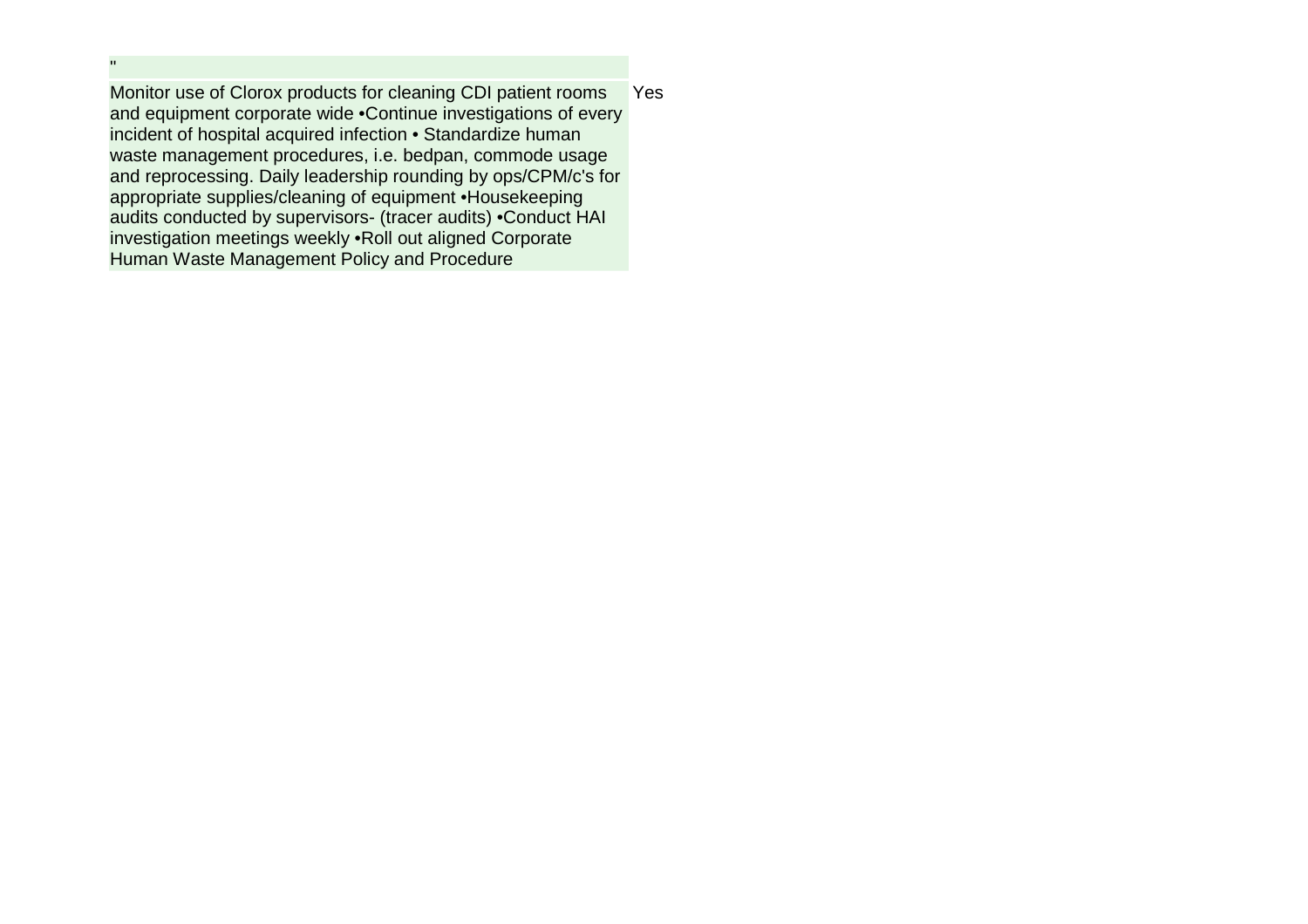| | |
|---|---|
| " | |
| Monitor use of Clorox products for cleaning CDI patient rooms and equipment corporate wide •Continue investigations of every incident of hospital acquired infection • Standardize human waste management procedures, i.e. bedpan, commode usage and reprocessing. Daily leadership rounding by ops/CPM/c's for appropriate supplies/cleaning of equipment •Housekeeping audits conducted by supervisors- (tracer audits) •Conduct HAI investigation meetings weekly •Roll out aligned Corporate Human Waste Management Policy and Procedure | Yes |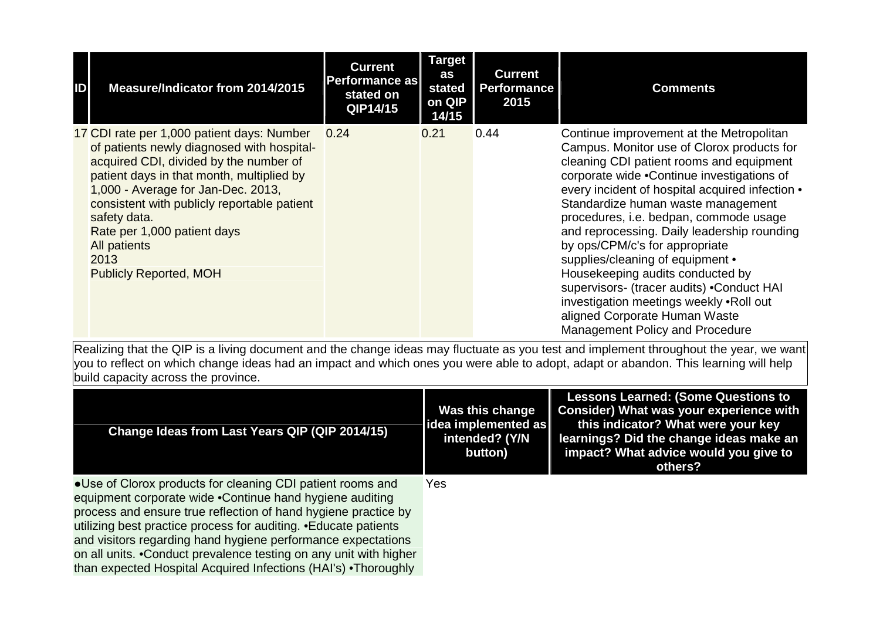| ID | Measure/Indicator from 2014/2015 | Current Performance as stated on QIP14/15 | Target as stated on QIP 14/15 | Current Performance 2015 | Comments |
|---|---|---|---|---|---|
| 17 | CDI rate per 1,000 patient days: Number of patients newly diagnosed with hospital-acquired CDI, divided by the number of patient days in that month, multiplied by 1,000 - Average for Jan-Dec. 2013, consistent with publicly reportable patient safety data.<br>Rate per 1,000 patient days<br>All patients<br>2013<br>Publicly Reported, MOH | 0.24 | 0.21 | 0.44 | Continue improvement at the Metropolitan Campus. Monitor use of Clorox products for cleaning CDI patient rooms and equipment corporate wide •Continue investigations of every incident of hospital acquired infection • Standardize human waste management procedures, i.e. bedpan, commode usage and reprocessing. Daily leadership rounding by ops/CPM/c's for appropriate supplies/cleaning of equipment • Housekeeping audits conducted by supervisors- (tracer audits) •Conduct HAI investigation meetings weekly •Roll out aligned Corporate Human Waste Management Policy and Procedure |

Realizing that the QIP is a living document and the change ideas may fluctuate as you test and implement throughout the year, we want you to reflect on which change ideas had an impact and which ones you were able to adopt, adapt or abandon. This learning will help build capacity across the province.

| Change Ideas from Last Years QIP (QIP 2014/15) | Was this change idea implemented as intended? (Y/N button) | Lessons Learned: (Some Questions to Consider) What was your experience with this indicator? What were your key learnings? Did the change ideas make an impact? What advice would you give to others? |
|---|---|---|
| ●Use of Clorox products for cleaning CDI patient rooms and equipment corporate wide •Continue hand hygiene auditing process and ensure true reflection of hand hygiene practice by utilizing best practice process for auditing. •Educate patients and visitors regarding hand hygiene performance expectations on all units. •Conduct prevalence testing on any unit with higher than expected Hospital Acquired Infections (HAI's) •Thoroughly | Yes | |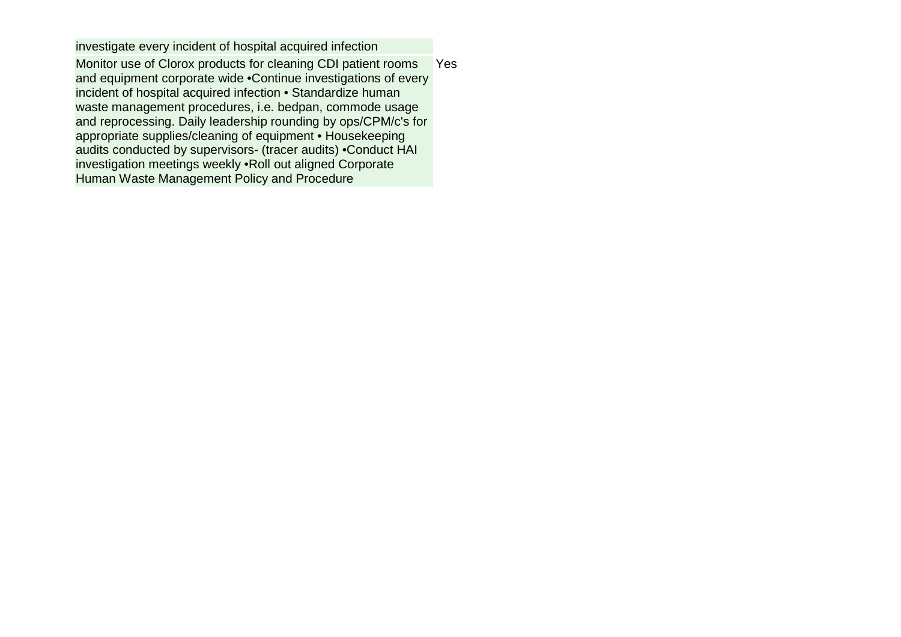| | |
|---|---|
| investigate every incident of hospital acquired infection | |
| Monitor use of Clorox products for cleaning CDI patient rooms and equipment corporate wide •Continue investigations of every incident of hospital acquired infection • Standardize human waste management procedures, i.e. bedpan, commode usage and reprocessing. Daily leadership rounding by ops/CPM/c's for appropriate supplies/cleaning of equipment • Housekeeping audits conducted by supervisors- (tracer audits) •Conduct HAI investigation meetings weekly •Roll out aligned Corporate Human Waste Management Policy and Procedure | Yes |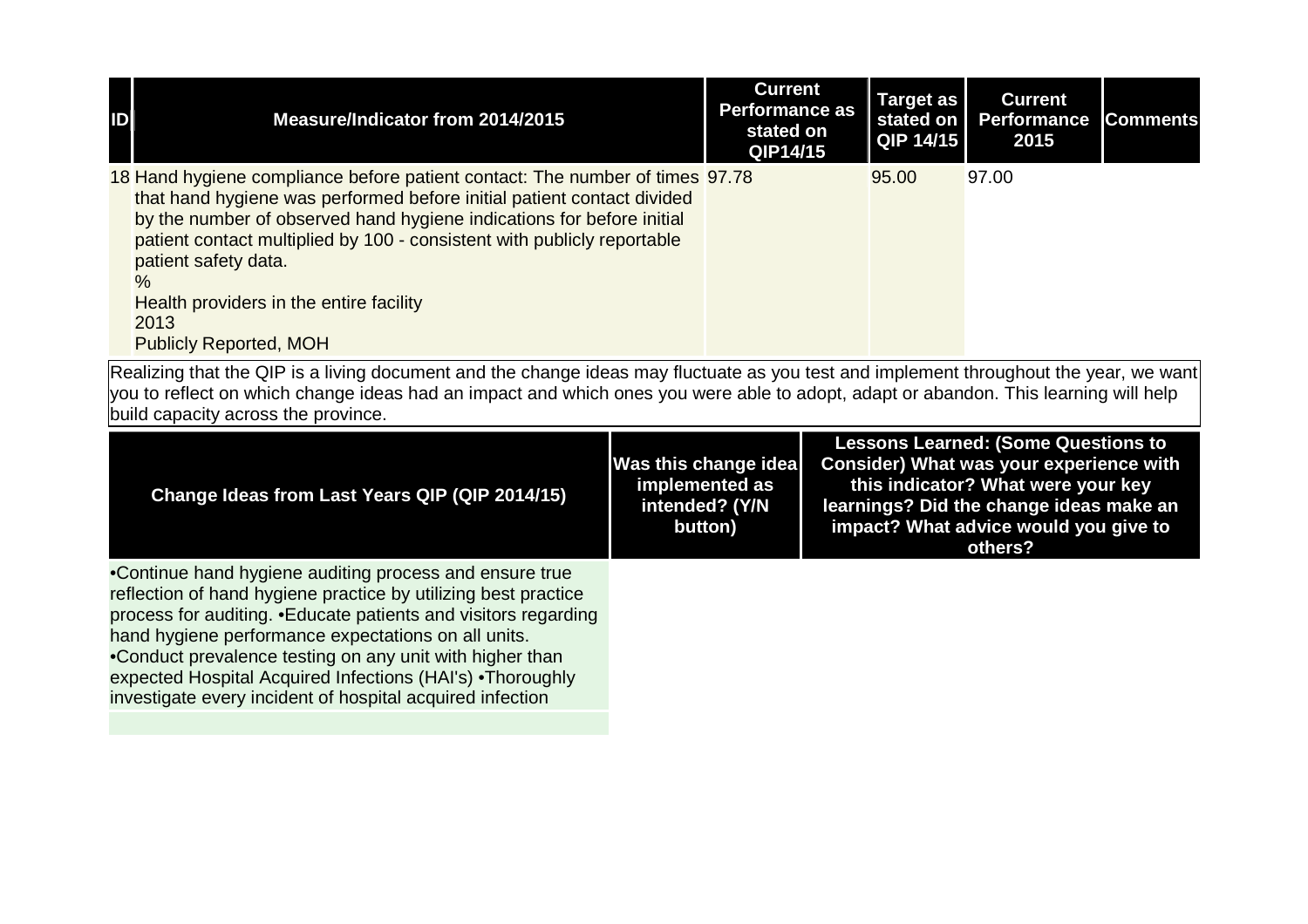| ID | Measure/Indicator from 2014/2015 | Current Performance as stated on QIP14/15 | Target as stated on QIP 14/15 | Current Performance 2015 | Comments |
|---|---|---|---|---|---|
| 18 | Hand hygiene compliance before patient contact: The number of times that hand hygiene was performed before initial patient contact divided by the number of observed hand hygiene indications for before initial patient contact multiplied by 100 - consistent with publicly reportable patient safety data.<br>%<br>Health providers in the entire facility<br>2013<br>Publicly Reported, MOH | 97.78 | 95.00 | 97.00 | |

Realizing that the QIP is a living document and the change ideas may fluctuate as you test and implement throughout the year, we want you to reflect on which change ideas had an impact and which ones you were able to adopt, adapt or abandon. This learning will help build capacity across the province.

| Change Ideas from Last Years QIP (QIP 2014/15) | Was this change idea implemented as intended? (Y/N button) | Lessons Learned: (Some Questions to Consider) What was your experience with this indicator? What were your key learnings? Did the change ideas make an impact? What advice would you give to others? |
|---|---|---|
| •Continue hand hygiene auditing process and ensure true reflection of hand hygiene practice by utilizing best practice process for auditing. •Educate patients and visitors regarding hand hygiene performance expectations on all units. •Conduct prevalence testing on any unit with higher than expected Hospital Acquired Infections (HAI's) •Thoroughly investigate every incident of hospital acquired infection | | |
| | | |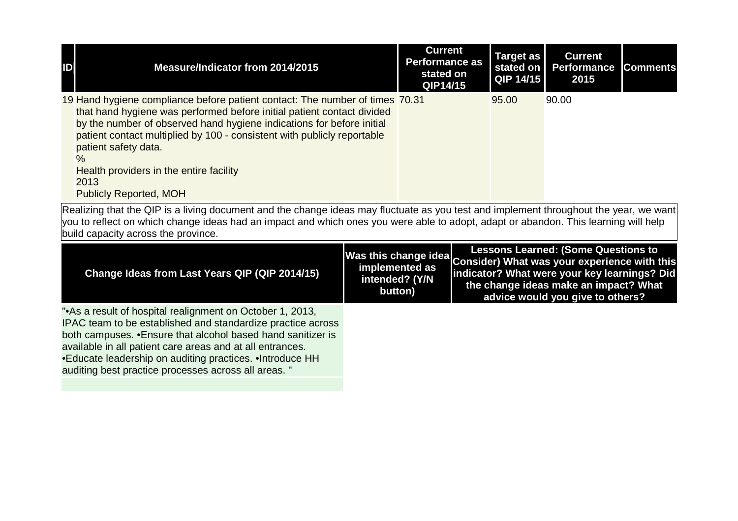| ID | Measure/Indicator from 2014/2015 | Current Performance as stated on QIP14/15 | Target as stated on QIP 14/15 | Current Performance 2015 | Comments |
|---|---|---|---|---|---|
| 19 | Hand hygiene compliance before patient contact: The number of times that hand hygiene was performed before initial patient contact divided by the number of observed hand hygiene indications for before initial patient contact multiplied by 100 - consistent with publicly reportable patient safety data.<br>%<br>Health providers in the entire facility<br>2013<br>Publicly Reported, MOH | 70.31 | 95.00 | 90.00 | |

Realizing that the QIP is a living document and the change ideas may fluctuate as you test and implement throughout the year, we want you to reflect on which change ideas had an impact and which ones you were able to adopt, adapt or abandon. This learning will help build capacity across the province.

| Change Ideas from Last Years QIP (QIP 2014/15) | Was this change idea implemented as intended? (Y/N button) | Lessons Learned: (Some Questions to Consider) What was your experience with this indicator? What were your key learnings? Did the change ideas make an impact? What advice would you give to others? |
|---|---|---|
| "•As a result of hospital realignment on October 1, 2013, IPAC team to be established and standardize practice across both campuses. •Ensure that alcohol based hand sanitizer is available in all patient care areas and at all entrances. •Educate leadership on auditing practices. •Introduce HH auditing best practice processes across all areas. " | | |
| | | |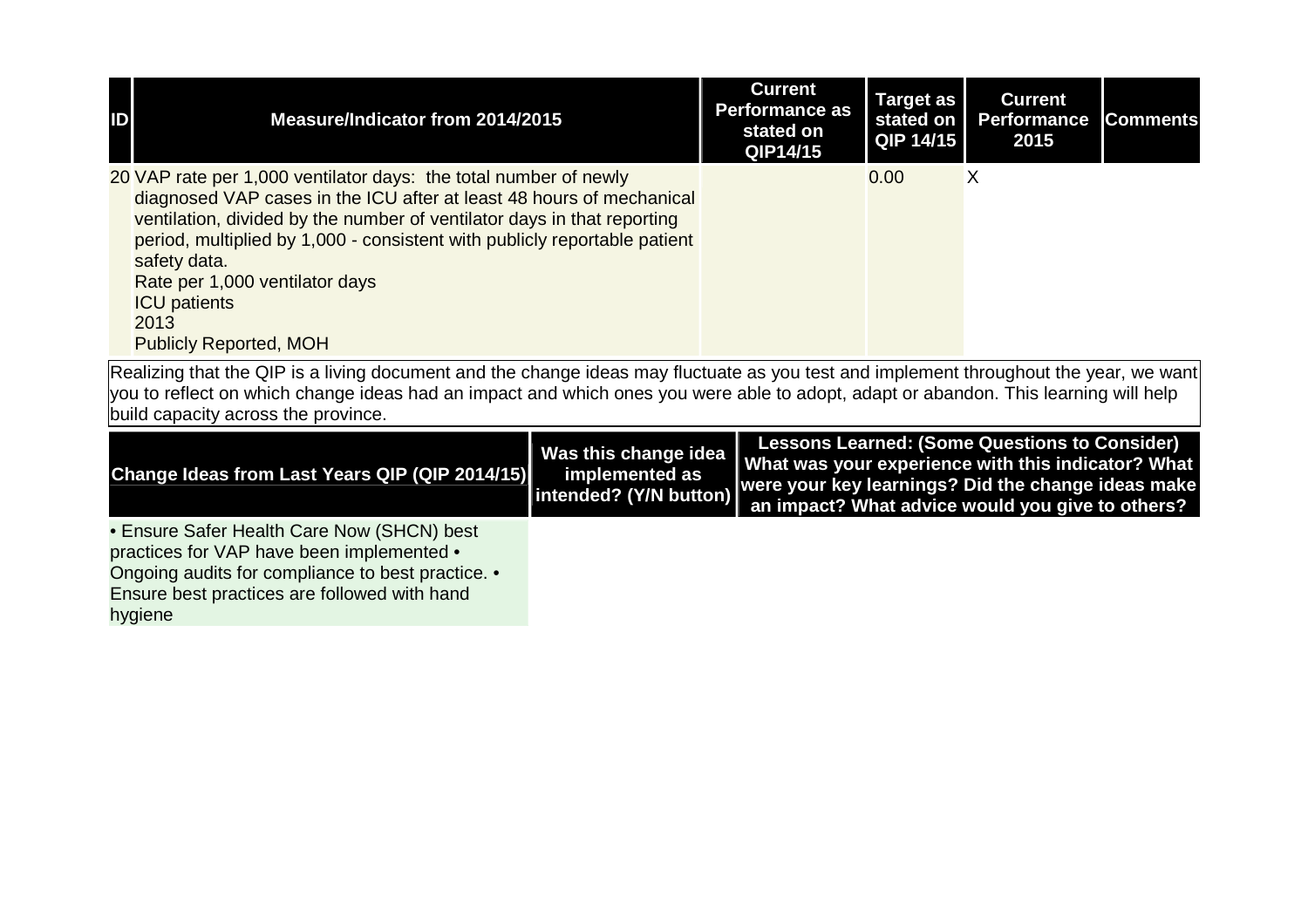| ID | Measure/Indicator from 2014/2015 | Current Performance as stated on QIP14/15 | Target as stated on QIP 14/15 | Current Performance 2015 | Comments |
|---|---|---|---|---|---|
| 20 | VAP rate per 1,000 ventilator days: the total number of newly diagnosed VAP cases in the ICU after at least 48 hours of mechanical ventilation, divided by the number of ventilator days in that reporting period, multiplied by 1,000 - consistent with publicly reportable patient safety data.<br>Rate per 1,000 ventilator days<br>ICU patients<br>2013<br>Publicly Reported, MOH | | 0.00 | X | |

Realizing that the QIP is a living document and the change ideas may fluctuate as you test and implement throughout the year, we want you to reflect on which change ideas had an impact and which ones you were able to adopt, adapt or abandon. This learning will help build capacity across the province.

| Change Ideas from Last Years QIP (QIP 2014/15) | Was this change idea implemented as intended? (Y/N button) | Lessons Learned: (Some Questions to Consider) What was your experience with this indicator? What were your key learnings? Did the change ideas make an impact? What advice would you give to others? |
|---|---|---|
| • Ensure Safer Health Care Now (SHCN) best practices for VAP have been implemented • Ongoing audits for compliance to best practice. • Ensure best practices are followed with hand hygiene | | |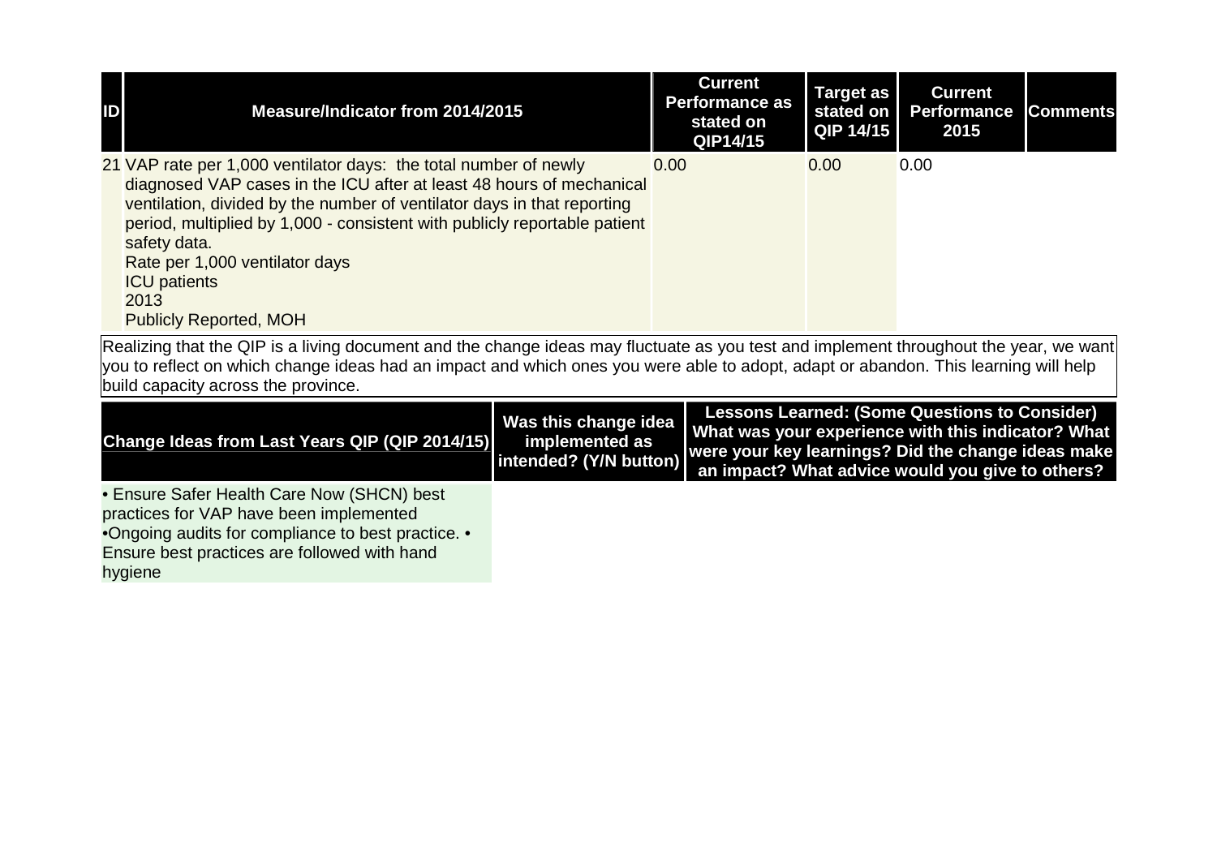| ID | Measure/Indicator from 2014/2015 | Current Performance as stated on QIP14/15 | Target as stated on QIP 14/15 | Current Performance 2015 | Comments |
|---|---|---|---|---|---|
| 21 | VAP rate per 1,000 ventilator days: the total number of newly diagnosed VAP cases in the ICU after at least 48 hours of mechanical ventilation, divided by the number of ventilator days in that reporting period, multiplied by 1,000 - consistent with publicly reportable patient safety data.<br>Rate per 1,000 ventilator days<br>ICU patients<br>2013<br>Publicly Reported, MOH | 0.00 | 0.00 | 0.00 | |

Realizing that the QIP is a living document and the change ideas may fluctuate as you test and implement throughout the year, we want you to reflect on which change ideas had an impact and which ones you were able to adopt, adapt or abandon. This learning will help build capacity across the province.

| Change Ideas from Last Years QIP (QIP 2014/15) | Was this change idea implemented as intended? (Y/N button) | Lessons Learned: (Some Questions to Consider) What was your experience with this indicator? What were your key learnings? Did the change ideas make an impact? What advice would you give to others? |
|---|---|---|
| • Ensure Safer Health Care Now (SHCN) best practices for VAP have been implemented •Ongoing audits for compliance to best practice. • Ensure best practices are followed with hand hygiene | | |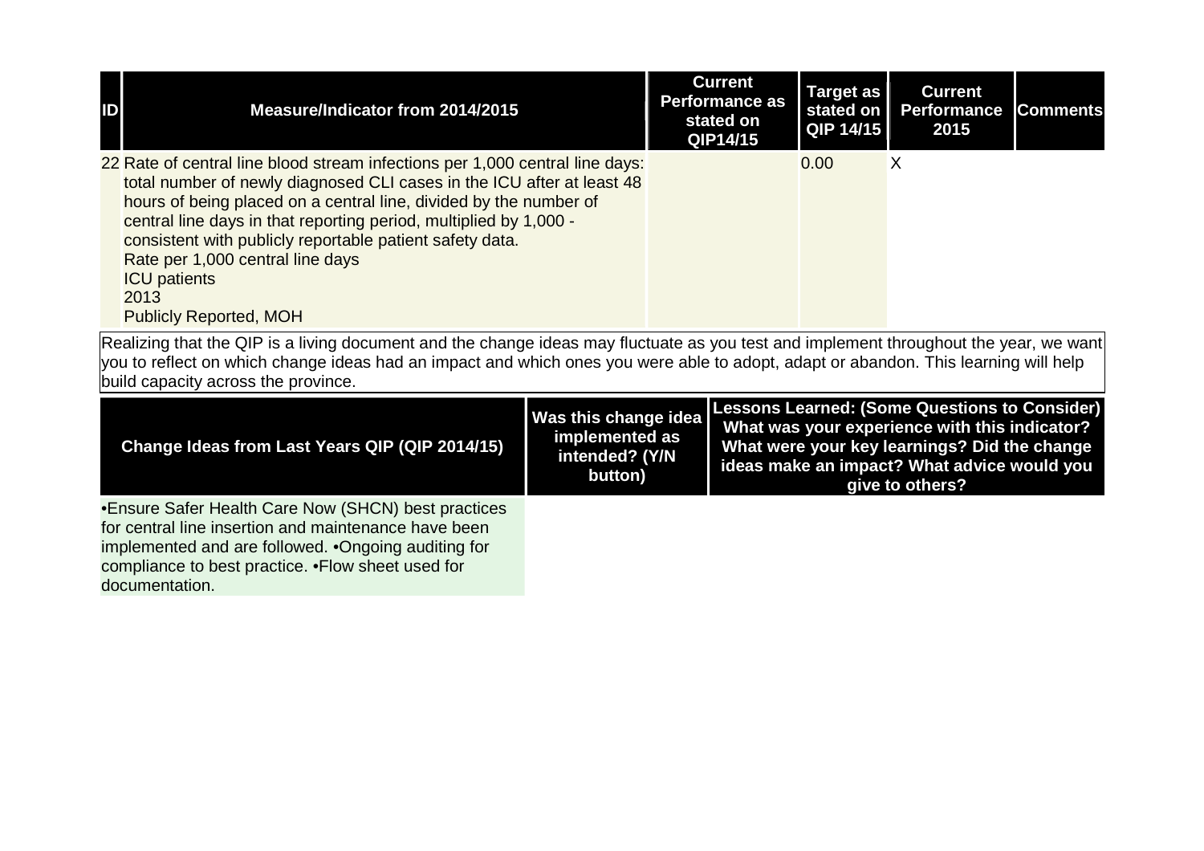| ID | Measure/Indicator from 2014/2015 | Current Performance as stated on QIP14/15 | Target as stated on QIP 14/15 | Current Performance 2015 | Comments |
|---|---|---|---|---|---|
| 22 | Rate of central line blood stream infections per 1,000 central line days: total number of newly diagnosed CLI cases in the ICU after at least 48 hours of being placed on a central line, divided by the number of central line days in that reporting period, multiplied by 1,000 - consistent with publicly reportable patient safety data.<br>Rate per 1,000 central line days<br>ICU patients<br>2013<br>Publicly Reported, MOH | | 0.00 | X | |

Realizing that the QIP is a living document and the change ideas may fluctuate as you test and implement throughout the year, we want you to reflect on which change ideas had an impact and which ones you were able to adopt, adapt or abandon. This learning will help build capacity across the province.

| Change Ideas from Last Years QIP (QIP 2014/15) | Was this change idea implemented as intended? (Y/N button) | Lessons Learned: (Some Questions to Consider) What was your experience with this indicator? What were your key learnings? Did the change ideas make an impact? What advice would you give to others? |
|---|---|---|
| •Ensure Safer Health Care Now (SHCN) best practices for central line insertion and maintenance have been implemented and are followed. •Ongoing auditing for compliance to best practice. •Flow sheet used for documentation. | | |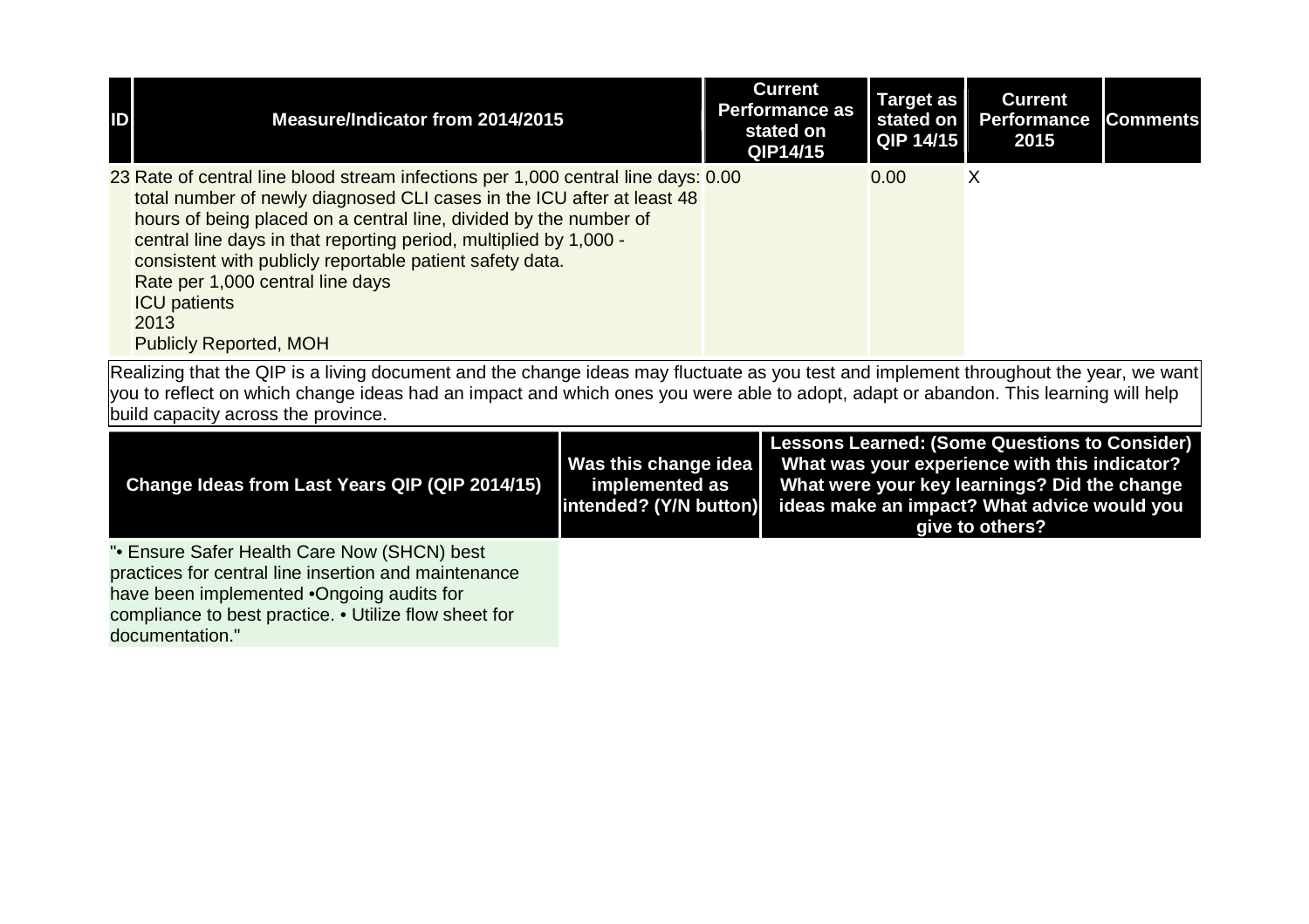| ID | Measure/Indicator from 2014/2015 | Current Performance as stated on QIP14/15 | Target as stated on QIP 14/15 | Current Performance 2015 | Comments |
| --- | --- | --- | --- | --- | --- |
| 23 | Rate of central line blood stream infections per 1,000 central line days: total number of newly diagnosed CLI cases in the ICU after at least 48 hours of being placed on a central line, divided by the number of central line days in that reporting period, multiplied by 1,000 - consistent with publicly reportable patient safety data.<br>Rate per 1,000 central line days<br>ICU patients<br>2013<br>Publicly Reported, MOH | 0.00 | 0.00 | X | |

Realizing that the QIP is a living document and the change ideas may fluctuate as you test and implement throughout the year, we want you to reflect on which change ideas had an impact and which ones you were able to adopt, adapt or abandon. This learning will help build capacity across the province.

| Change Ideas from Last Years QIP (QIP 2014/15) | Was this change idea implemented as intended? (Y/N button) | Lessons Learned: (Some Questions to Consider) What was your experience with this indicator? What were your key learnings? Did the change ideas make an impact? What advice would you give to others? |
| --- | --- | --- |
| "• Ensure Safer Health Care Now (SHCN) best practices for central line insertion and maintenance have been implemented •Ongoing audits for compliance to best practice. • Utilize flow sheet for documentation." | | |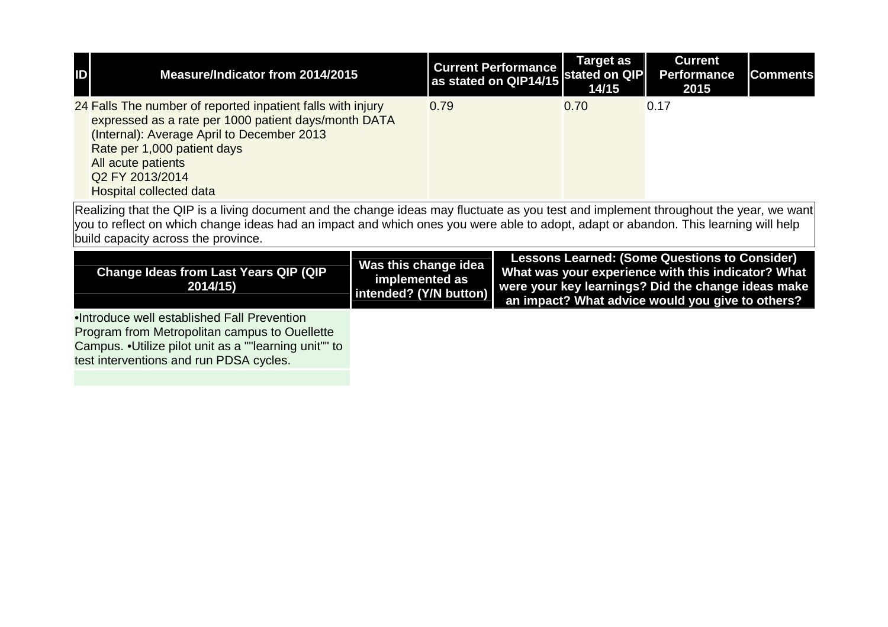| ID | Measure/Indicator from 2014/2015 | Current Performance as stated on QIP14/15 | Target as stated on QIP 14/15 | Current Performance 2015 | Comments |
|---|---|---|---|---|---|
| 24 | Falls The number of reported inpatient falls with injury expressed as a rate per 1000 patient days/month DATA (Internal): Average April to December 2013<br>Rate per 1,000 patient days<br>All acute patients<br>Q2 FY 2013/2014<br>Hospital collected data | 0.79 | 0.70 | 0.17 | |

Realizing that the QIP is a living document and the change ideas may fluctuate as you test and implement throughout the year, we want you to reflect on which change ideas had an impact and which ones you were able to adopt, adapt or abandon. This learning will help build capacity across the province.

| Change Ideas from Last Years QIP (QIP 2014/15) | Was this change idea implemented as intended? (Y/N button) | Lessons Learned: (Some Questions to Consider) What was your experience with this indicator? What were your key learnings? Did the change ideas make an impact? What advice would you give to others? |
|---|---|---|
| •Introduce well established Fall Prevention Program from Metropolitan campus to Ouellette Campus. •Utilize pilot unit as a ""learning unit"" to test interventions and run PDSA cycles. | | |
| | | |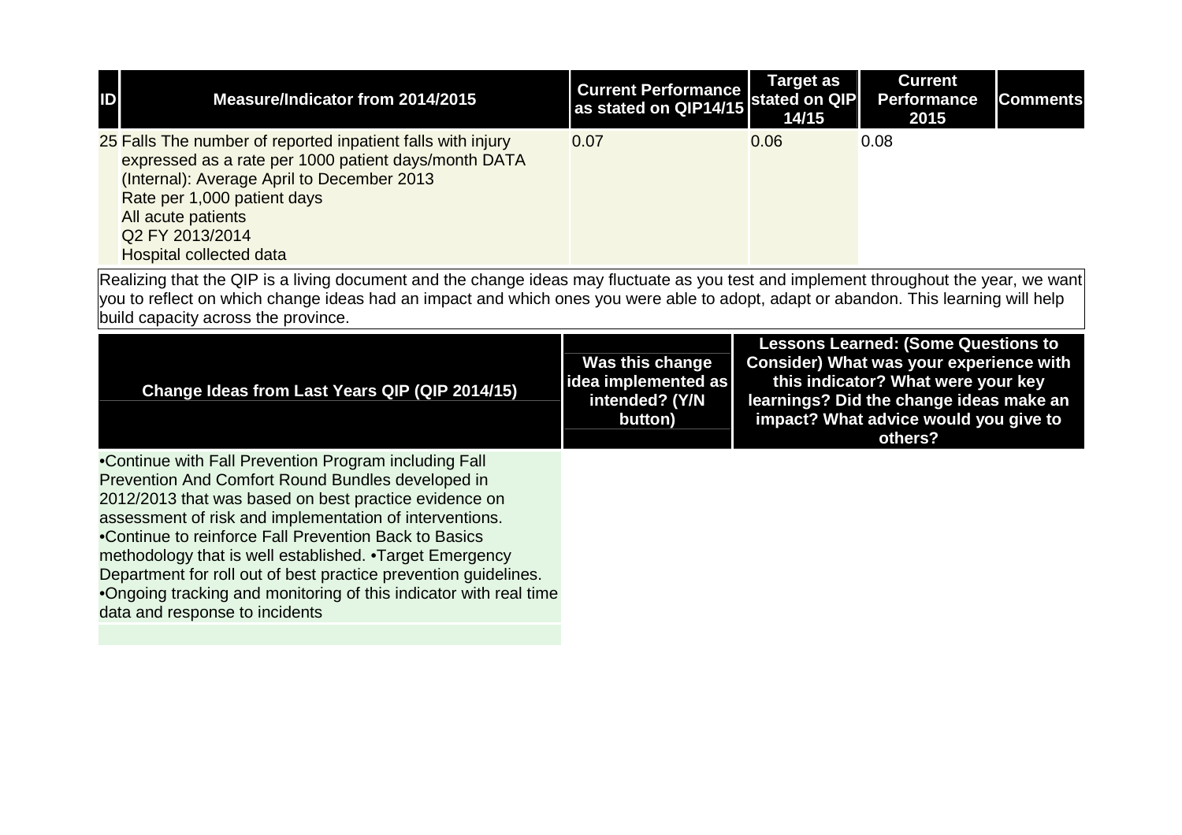| ID | Measure/Indicator from 2014/2015 | Current Performance as stated on QIP14/15 | Target as stated on QIP 14/15 | Current Performance 2015 | Comments |
|---|---|---|---|---|---|
| 25 | Falls The number of reported inpatient falls with injury expressed as a rate per 1000 patient days/month DATA (Internal): Average April to December 2013<br>Rate per 1,000 patient days<br>All acute patients<br>Q2 FY 2013/2014<br>Hospital collected data | 0.07 | 0.06 | 0.08 | |

Realizing that the QIP is a living document and the change ideas may fluctuate as you test and implement throughout the year, we want you to reflect on which change ideas had an impact and which ones you were able to adopt, adapt or abandon. This learning will help build capacity across the province.

| Change Ideas from Last Years QIP (QIP 2014/15) | Was this change idea implemented as intended? (Y/N button) | Lessons Learned: (Some Questions to Consider) What was your experience with this indicator? What were your key learnings? Did the change ideas make an impact? What advice would you give to others? |
|---|---|---|
| •Continue with Fall Prevention Program including Fall Prevention And Comfort Round Bundles developed in 2012/2013 that was based on best practice evidence on assessment of risk and implementation of interventions. •Continue to reinforce Fall Prevention Back to Basics methodology that is well established. •Target Emergency Department for roll out of best practice prevention guidelines. •Ongoing tracking and monitoring of this indicator with real time data and response to incidents | | |
| | | |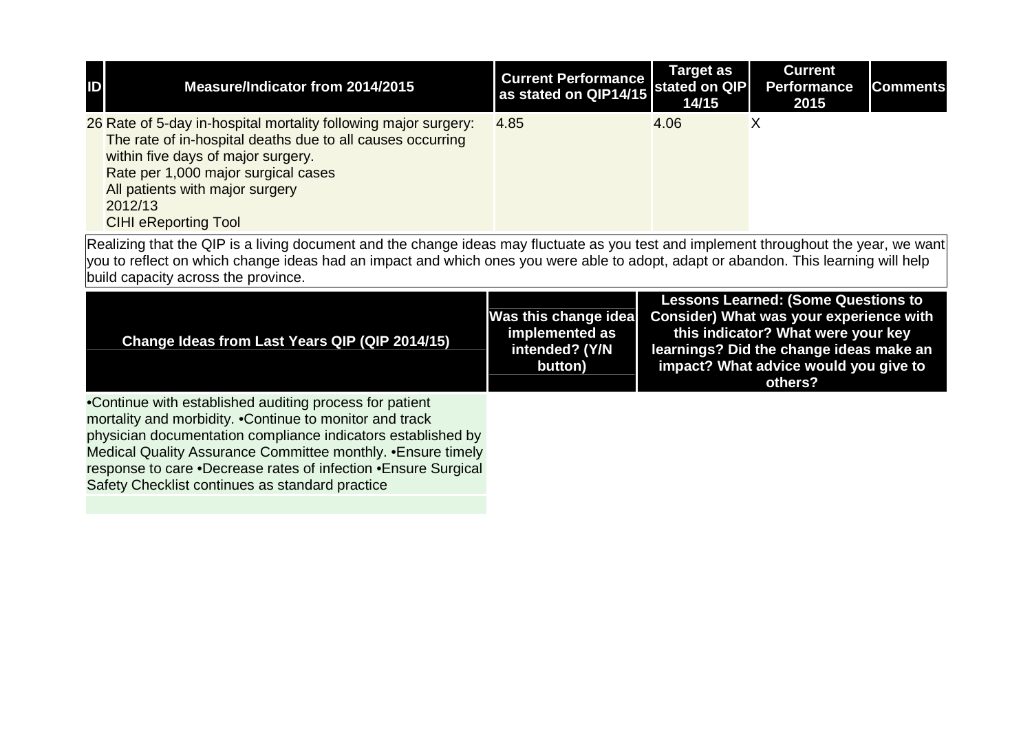| ID | Measure/Indicator from 2014/2015 | Current Performance as stated on QIP14/15 | Target as stated on QIP 14/15 | Current Performance 2015 | Comments |
| --- | --- | --- | --- | --- | --- |
| 26 | Rate of 5-day in-hospital mortality following major surgery: The rate of in-hospital deaths due to all causes occurring within five days of major surgery.<br>Rate per 1,000 major surgical cases<br>All patients with major surgery<br>2012/13<br>CIHI eReporting Tool | 4.85 | 4.06 | X | |

Realizing that the QIP is a living document and the change ideas may fluctuate as you test and implement throughout the year, we want you to reflect on which change ideas had an impact and which ones you were able to adopt, adapt or abandon. This learning will help build capacity across the province.

| Change Ideas from Last Years QIP (QIP 2014/15) | Was this change idea implemented as intended? (Y/N button) | Lessons Learned: (Some Questions to Consider) What was your experience with this indicator? What were your key learnings? Did the change ideas make an impact? What advice would you give to others? |
| --- | --- | --- |
| •Continue with established auditing process for patient mortality and morbidity. •Continue to monitor and track physician documentation compliance indicators established by Medical Quality Assurance Committee monthly. •Ensure timely response to care •Decrease rates of infection •Ensure Surgical Safety Checklist continues as standard practice | | |
| | | |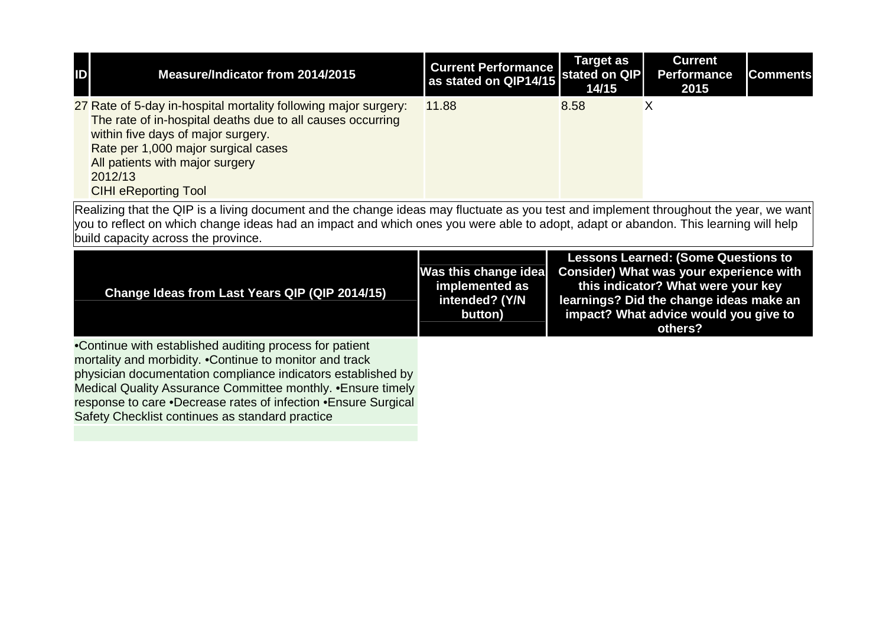| ID | Measure/Indicator from 2014/2015 | Current Performance as stated on QIP14/15 | Target as stated on QIP 14/15 | Current Performance 2015 | Comments |
| --- | --- | --- | --- | --- | --- |
| 27 | Rate of 5-day in-hospital mortality following major surgery: The rate of in-hospital deaths due to all causes occurring within five days of major surgery.<br>Rate per 1,000 major surgical cases<br>All patients with major surgery<br>2012/13<br>CIHI eReporting Tool | 11.88 | 8.58 | X | |

Realizing that the QIP is a living document and the change ideas may fluctuate as you test and implement throughout the year, we want you to reflect on which change ideas had an impact and which ones you were able to adopt, adapt or abandon. This learning will help build capacity across the province.

| Change Ideas from Last Years QIP (QIP 2014/15) | Was this change idea implemented as intended? (Y/N button) | Lessons Learned: (Some Questions to Consider) What was your experience with this indicator? What were your key learnings? Did the change ideas make an impact? What advice would you give to others? |
| --- | --- | --- |
| •Continue with established auditing process for patient mortality and morbidity. •Continue to monitor and track physician documentation compliance indicators established by Medical Quality Assurance Committee monthly. •Ensure timely response to care •Decrease rates of infection •Ensure Surgical Safety Checklist continues as standard practice | | |
| | | |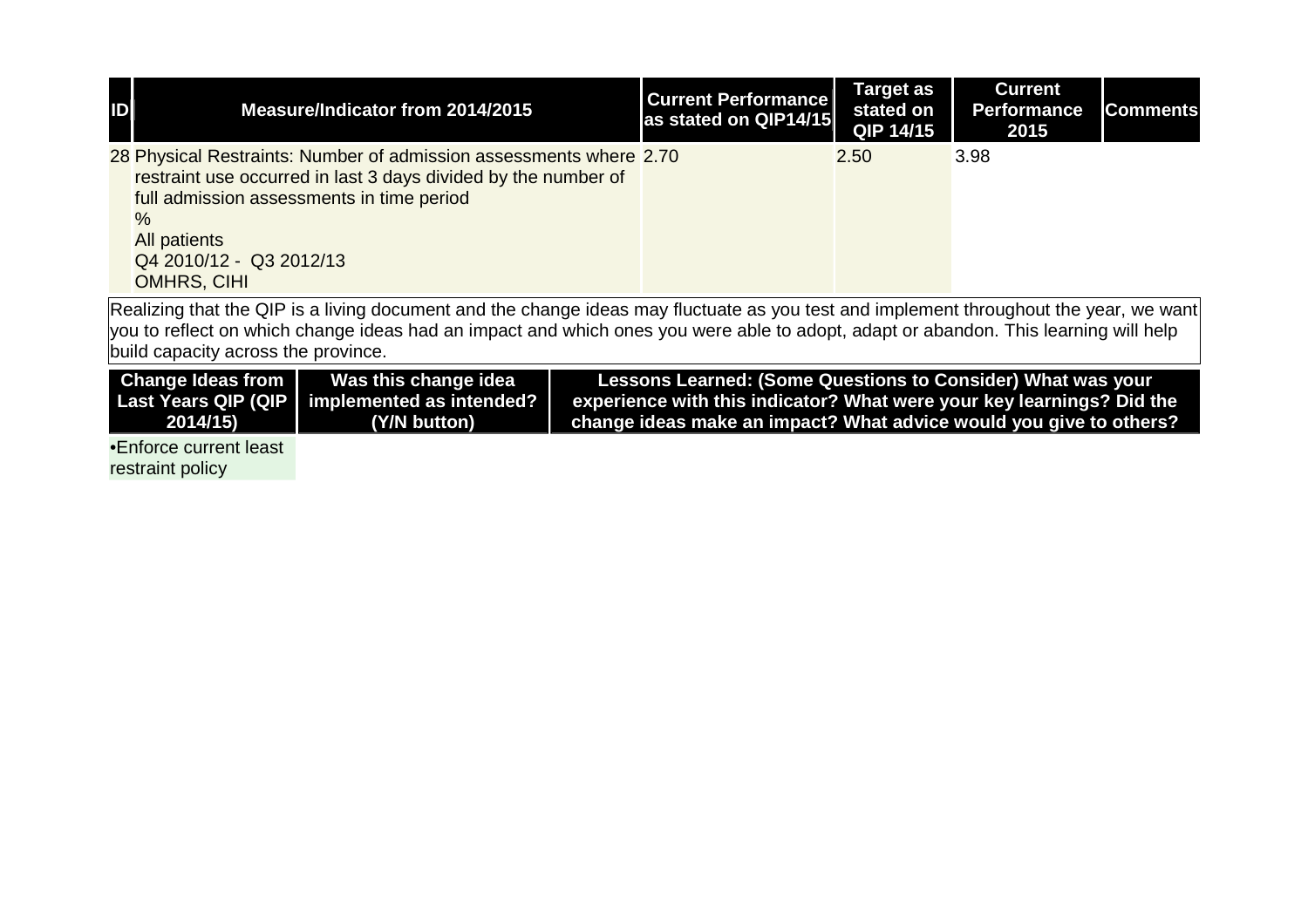| ID | Measure/Indicator from 2014/2015 | Current Performance as stated on QIP14/15 | Target as stated on QIP 14/15 | Current Performance 2015 | Comments |
|---|---|---|---|---|---|
| 28 | Physical Restraints: Number of admission assessments where restraint use occurred in last 3 days divided by the number of full admission assessments in time period<br>%<br>All patients<br>Q4 2010/12 - Q3 2012/13<br>OMHRS, CIHI | 2.70 | 2.50 | 3.98 | |

Realizing that the QIP is a living document and the change ideas may fluctuate as you test and implement throughout the year, we want you to reflect on which change ideas had an impact and which ones you were able to adopt, adapt or abandon. This learning will help build capacity across the province.

| Change Ideas from Last Years QIP (QIP 2014/15) | Was this change idea implemented as intended? (Y/N button) | Lessons Learned: (Some Questions to Consider) What was your experience with this indicator? What were your key learnings? Did the change ideas make an impact? What advice would you give to others? |
|---|---|---|
| •Enforce current least restraint policy | | |